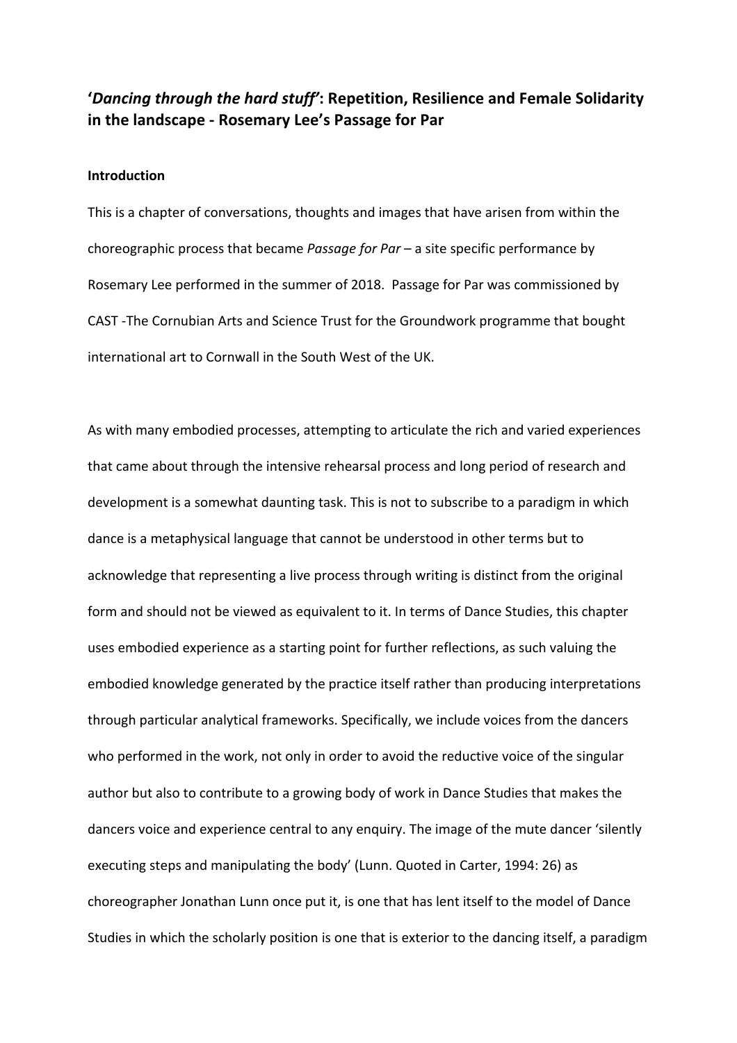# '*Dancing through the hard stuff*': Repetition, Resilience and Female Solidarity in the landscape - Rosemary Lee's Passage for Par

## Introduction

This is a chapter of conversations, thoughts and images that have arisen from within the choreographic process that became *Passage for Par* – a site specific performance by Rosemary Lee performed in the summer of 2018. Passage for Par was commissioned by CAST -The Cornubian Arts and Science Trust for the Groundwork programme that bought international art to Cornwall in the South West of the UK.

As with many embodied processes, attempting to articulate the rich and varied experiences that came about through the intensive rehearsal process and long period of research and development is a somewhat daunting task. This is not to subscribe to a paradigm in which dance is a metaphysical language that cannot be understood in other terms but to acknowledge that representing a live process through writing is distinct from the original form and should not be viewed as equivalent to it. In terms of Dance Studies, this chapter uses embodied experience as a starting point for further reflections, as such valuing the embodied knowledge generated by the practice itself rather than producing interpretations through particular analytical frameworks. Specifically, we include voices from the dancers who performed in the work, not only in order to avoid the reductive voice of the singular author but also to contribute to a growing body of work in Dance Studies that makes the dancers voice and experience central to any enquiry. The image of the mute dancer 'silently executing steps and manipulating the body' (Lunn. Quoted in Carter, 1994: 26) as choreographer Jonathan Lunn once put it, is one that has lent itself to the model of Dance Studies in which the scholarly position is one that is exterior to the dancing itself, a paradigm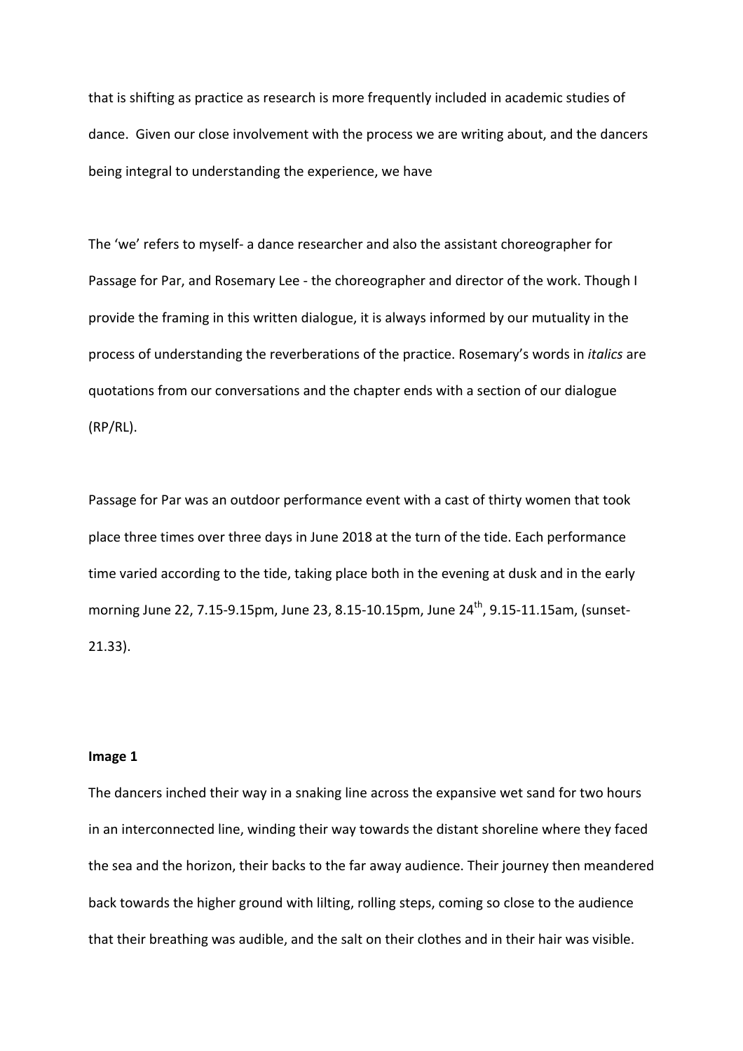that is shifting as practice as research is more frequently included in academic studies of dance. Given our close involvement with the process we are writing about, and the dancers being integral to understanding the experience, we have

The 'we' refers to myself- a dance researcher and also the assistant choreographer for Passage for Par, and Rosemary Lee - the choreographer and director of the work. Though I provide the framing in this written dialogue, it is always informed by our mutuality in the process of understanding the reverberations of the practice. Rosemary's words in *italics* are quotations from our conversations and the chapter ends with a section of our dialogue (RP/RL).

Passage for Par was an outdoor performance event with a cast of thirty women that took place three times over three days in June 2018 at the turn of the tide. Each performance time varied according to the tide, taking place both in the evening at dusk and in the early morning June 22, 7.15-9.15pm, June 23, 8.15-10.15pm, June 24th, 9.15-11.15am, (sunset- 21.33).

**Image 1**

The dancers inched their way in a snaking line across the expansive wet sand for two hours in an interconnected line, winding their way towards the distant shoreline where they faced the sea and the horizon, their backs to the far away audience. Their journey then meandered back towards the higher ground with lilting, rolling steps, coming so close to the audience that their breathing was audible, and the salt on their clothes and in their hair was visible.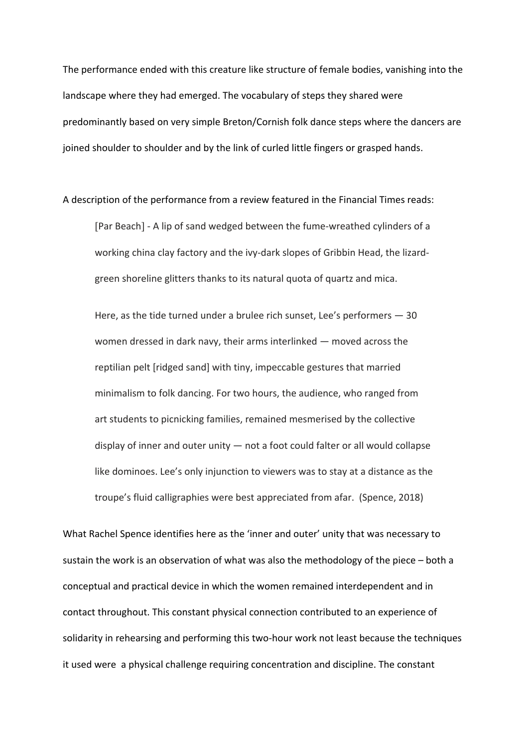The performance ended with this creature like structure of female bodies, vanishing into the landscape where they had emerged. The vocabulary of steps they shared were predominantly based on very simple Breton/Cornish folk dance steps where the dancers are joined shoulder to shoulder and by the link of curled little fingers or grasped hands.

A description of the performance from a review featured in the Financial Times reads:

> [Par Beach] - A lip of sand wedged between the fume-wreathed cylinders of a working china clay factory and the ivy-dark slopes of Gribbin Head, the lizard-green shoreline glitters thanks to its natural quota of quartz and mica.
>
> Here, as the tide turned under a brulee rich sunset, Lee's performers — 30 women dressed in dark navy, their arms interlinked — moved across the reptilian pelt [ridged sand] with tiny, impeccable gestures that married minimalism to folk dancing. For two hours, the audience, who ranged from art students to picnicking families, remained mesmerised by the collective display of inner and outer unity — not a foot could falter or all would collapse like dominoes. Lee's only injunction to viewers was to stay at a distance as the troupe's fluid calligraphies were best appreciated from afar. (Spence, 2018)

What Rachel Spence identifies here as the 'inner and outer' unity that was necessary to sustain the work is an observation of what was also the methodology of the piece – both a conceptual and practical device in which the women remained interdependent and in contact throughout. This constant physical connection contributed to an experience of solidarity in rehearsing and performing this two-hour work not least because the techniques it used were a physical challenge requiring concentration and discipline. The constant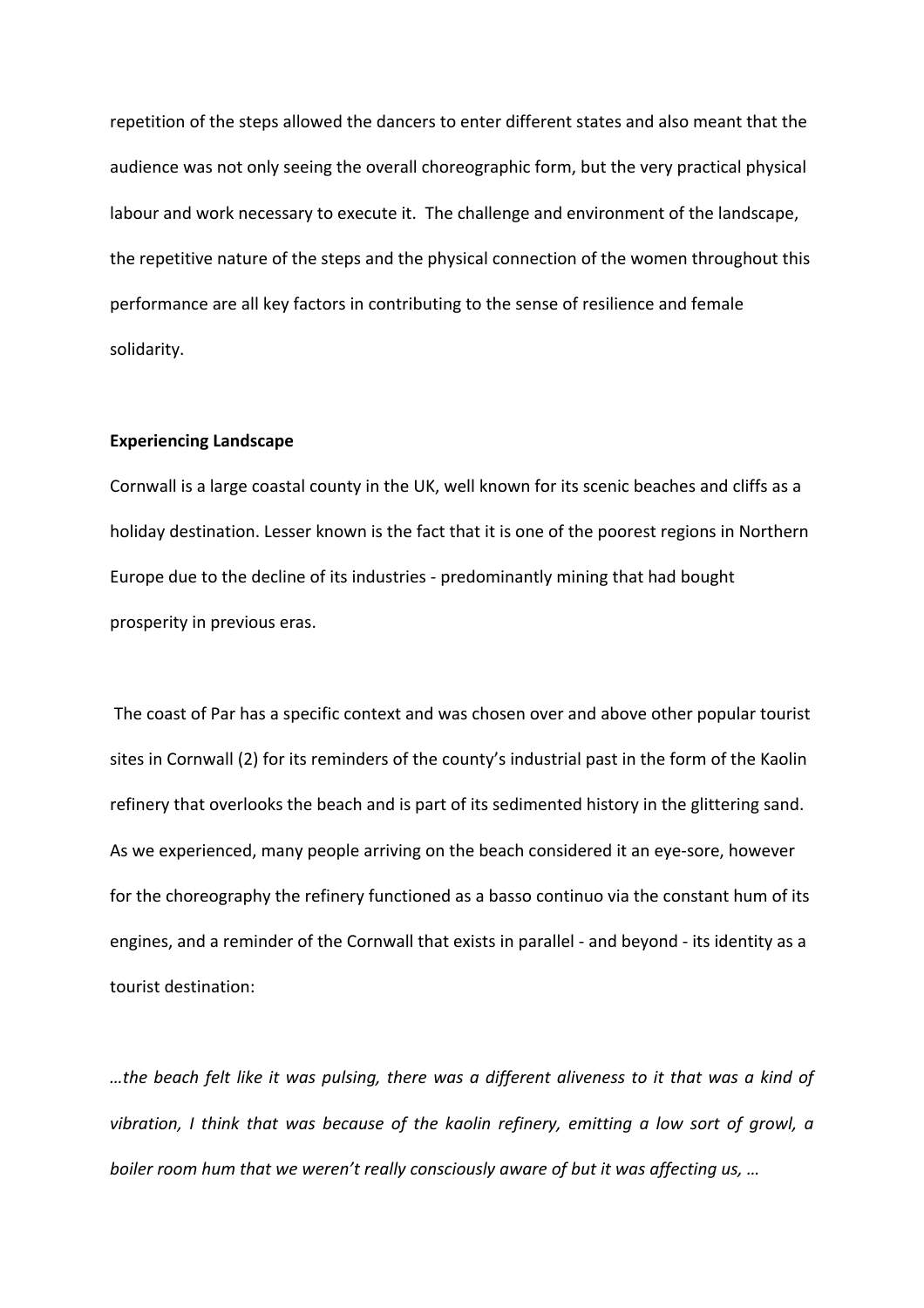repetition of the steps allowed the dancers to enter different states and also meant that the audience was not only seeing the overall choreographic form, but the very practical physical labour and work necessary to execute it. The challenge and environment of the landscape, the repetitive nature of the steps and the physical connection of the women throughout this performance are all key factors in contributing to the sense of resilience and female solidarity.

**Experiencing Landscape**

Cornwall is a large coastal county in the UK, well known for its scenic beaches and cliffs as a holiday destination. Lesser known is the fact that it is one of the poorest regions in Northern Europe due to the decline of its industries - predominantly mining that had bought prosperity in previous eras.

The coast of Par has a specific context and was chosen over and above other popular tourist sites in Cornwall (2) for its reminders of the county's industrial past in the form of the Kaolin refinery that overlooks the beach and is part of its sedimented history in the glittering sand. As we experienced, many people arriving on the beach considered it an eye-sore, however for the choreography the refinery functioned as a basso continuo via the constant hum of its engines, and a reminder of the Cornwall that exists in parallel - and beyond - its identity as a tourist destination:

*…the beach felt like it was pulsing, there was a different aliveness to it that was a kind of vibration, I think that was because of the kaolin refinery, emitting a low sort of growl, a boiler room hum that we weren't really consciously aware of but it was affecting us, …*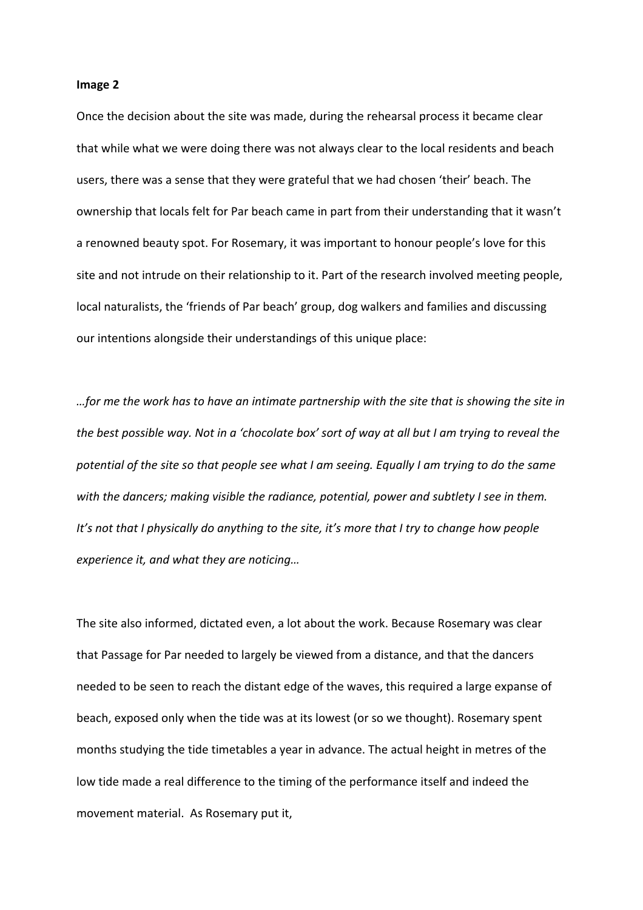**Image 2**

Once the decision about the site was made, during the rehearsal process it became clear that while what we were doing there was not always clear to the local residents and beach users, there was a sense that they were grateful that we had chosen 'their' beach. The ownership that locals felt for Par beach came in part from their understanding that it wasn't a renowned beauty spot. For Rosemary, it was important to honour people's love for this site and not intrude on their relationship to it. Part of the research involved meeting people, local naturalists, the 'friends of Par beach' group, dog walkers and families and discussing our intentions alongside their understandings of this unique place:

*…for me the work has to have an intimate partnership with the site that is showing the site in the best possible way. Not in a 'chocolate box' sort of way at all but I am trying to reveal the potential of the site so that people see what I am seeing. Equally I am trying to do the same with the dancers; making visible the radiance, potential, power and subtlety I see in them. It's not that I physically do anything to the site, it's more that I try to change how people experience it, and what they are noticing…*

The site also informed, dictated even, a lot about the work. Because Rosemary was clear that Passage for Par needed to largely be viewed from a distance, and that the dancers needed to be seen to reach the distant edge of the waves, this required a large expanse of beach, exposed only when the tide was at its lowest (or so we thought). Rosemary spent months studying the tide timetables a year in advance. The actual height in metres of the low tide made a real difference to the timing of the performance itself and indeed the movement material. As Rosemary put it,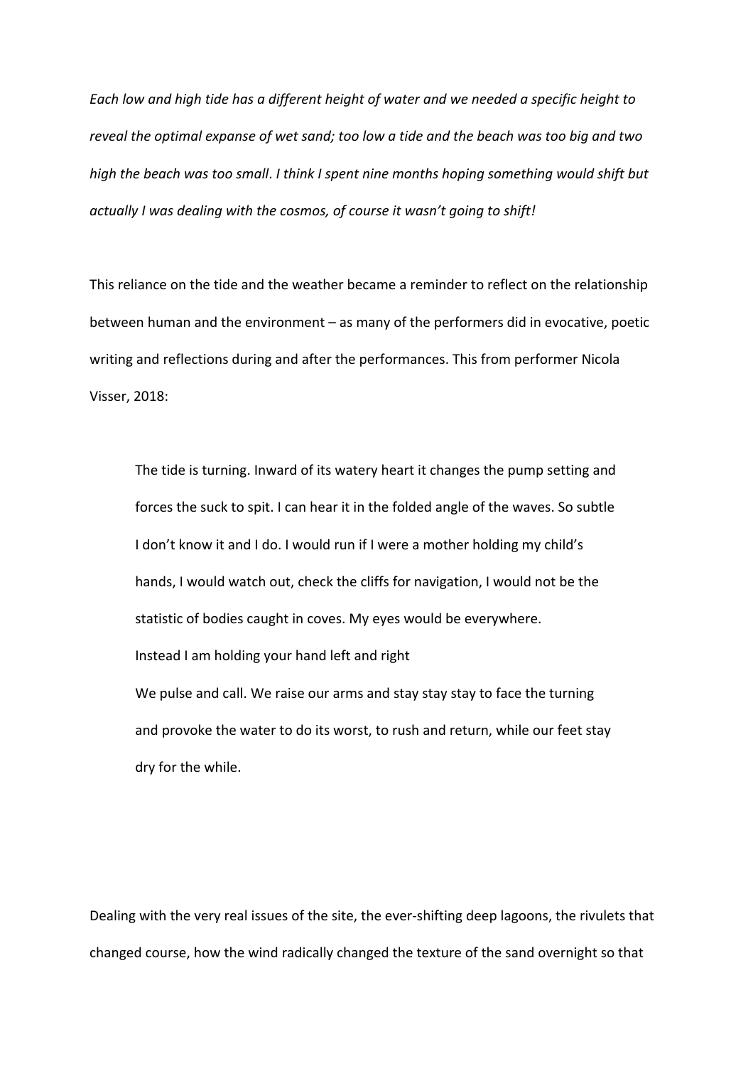*Each low and high tide has a different height of water and we needed a specific height to reveal the optimal expanse of wet sand; too low a tide and the beach was too big and two high the beach was too small. I think I spent nine months hoping something would shift but actually I was dealing with the cosmos, of course it wasn't going to shift!*

This reliance on the tide and the weather became a reminder to reflect on the relationship between human and the environment – as many of the performers did in evocative, poetic writing and reflections during and after the performances. This from performer Nicola Visser, 2018:

> The tide is turning. Inward of its watery heart it changes the pump setting and forces the suck to spit. I can hear it in the folded angle of the waves. So subtle I don't know it and I do. I would run if I were a mother holding my child's hands, I would watch out, check the cliffs for navigation, I would not be the statistic of bodies caught in coves. My eyes would be everywhere.
> Instead I am holding your hand left and right
> We pulse and call. We raise our arms and stay stay stay to face the turning and provoke the water to do its worst, to rush and return, while our feet stay dry for the while.

Dealing with the very real issues of the site, the ever-shifting deep lagoons, the rivulets that changed course, how the wind radically changed the texture of the sand overnight so that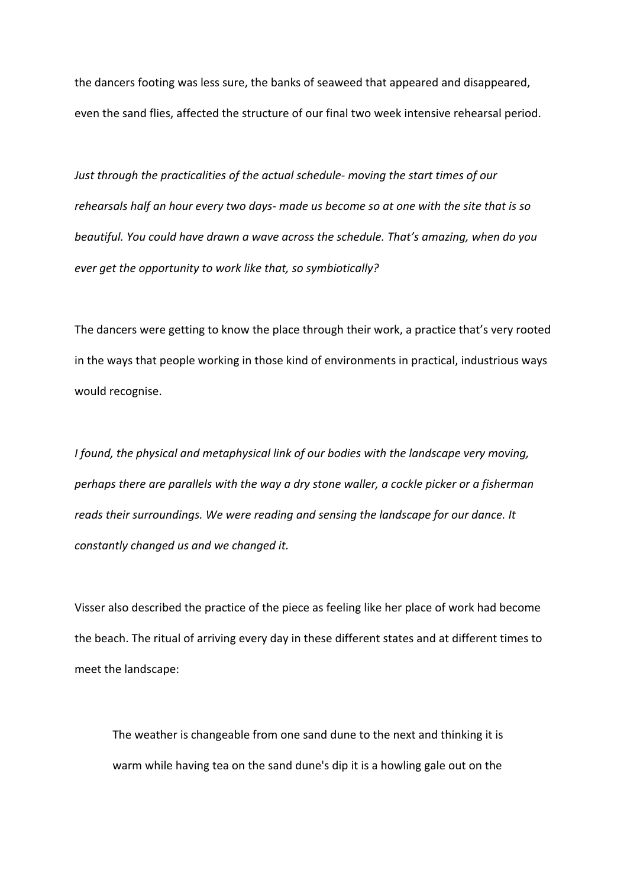the dancers footing was less sure, the banks of seaweed that appeared and disappeared, even the sand flies, affected the structure of our final two week intensive rehearsal period.

*Just through the practicalities of the actual schedule- moving the start times of our rehearsals half an hour every two days- made us become so at one with the site that is so beautiful. You could have drawn a wave across the schedule. That's amazing, when do you ever get the opportunity to work like that, so symbiotically?*

The dancers were getting to know the place through their work, a practice that's very rooted in the ways that people working in those kind of environments in practical, industrious ways would recognise.

*I found, the physical and metaphysical link of our bodies with the landscape very moving, perhaps there are parallels with the way a dry stone waller, a cockle picker or a fisherman reads their surroundings. We were reading and sensing the landscape for our dance. It constantly changed us and we changed it.*

Visser also described the practice of the piece as feeling like her place of work had become the beach. The ritual of arriving every day in these different states and at different times to meet the landscape:

> The weather is changeable from one sand dune to the next and thinking it is warm while having tea on the sand dune's dip it is a howling gale out on the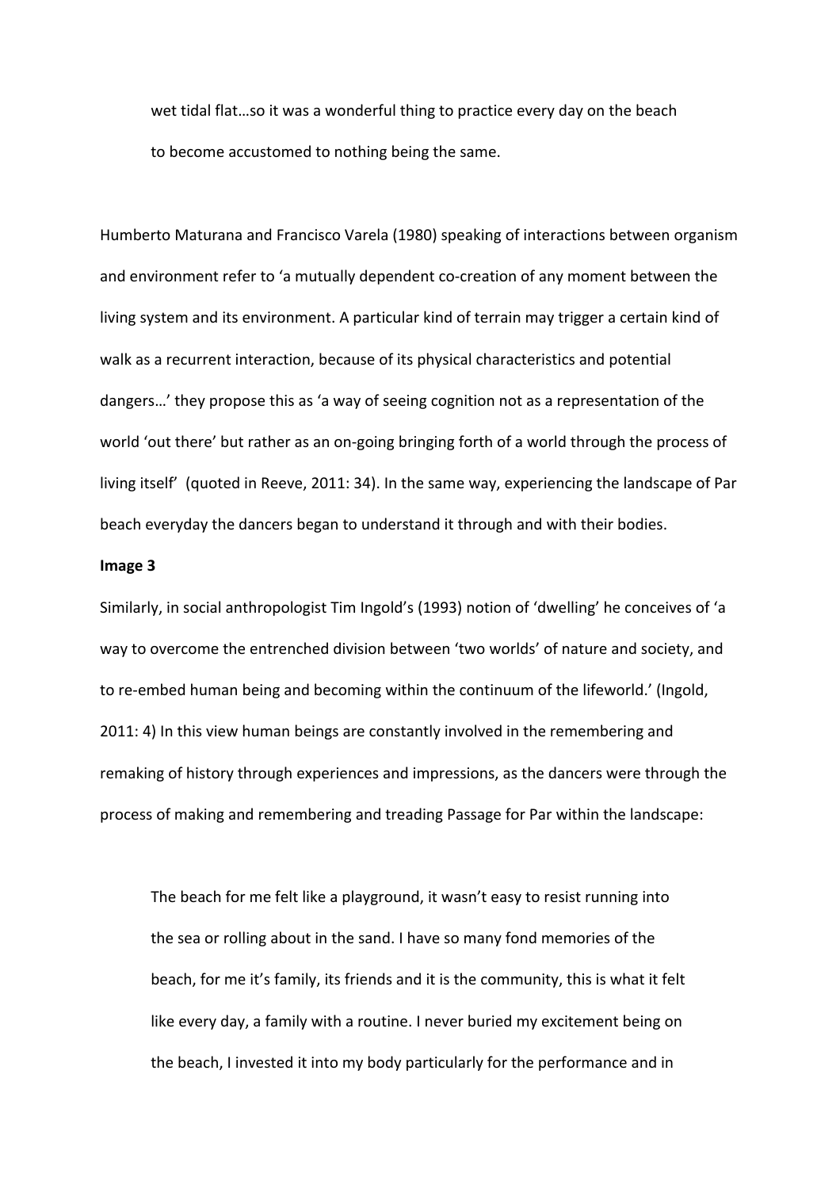> wet tidal flat…so it was a wonderful thing to practice every day on the beach to become accustomed to nothing being the same.

Humberto Maturana and Francisco Varela (1980) speaking of interactions between organism and environment refer to 'a mutually dependent co-creation of any moment between the living system and its environment. A particular kind of terrain may trigger a certain kind of walk as a recurrent interaction, because of its physical characteristics and potential dangers…' they propose this as 'a way of seeing cognition not as a representation of the world 'out there' but rather as an on-going bringing forth of a world through the process of living itself' (quoted in Reeve, 2011: 34). In the same way, experiencing the landscape of Par beach everyday the dancers began to understand it through and with their bodies.

**Image 3**

Similarly, in social anthropologist Tim Ingold's (1993) notion of 'dwelling' he conceives of 'a way to overcome the entrenched division between 'two worlds' of nature and society, and to re-embed human being and becoming within the continuum of the lifeworld.' (Ingold, 2011: 4) In this view human beings are constantly involved in the remembering and remaking of history through experiences and impressions, as the dancers were through the process of making and remembering and treading Passage for Par within the landscape:

> The beach for me felt like a playground, it wasn't easy to resist running into the sea or rolling about in the sand. I have so many fond memories of the beach, for me it's family, its friends and it is the community, this is what it felt like every day, a family with a routine. I never buried my excitement being on the beach, I invested it into my body particularly for the performance and in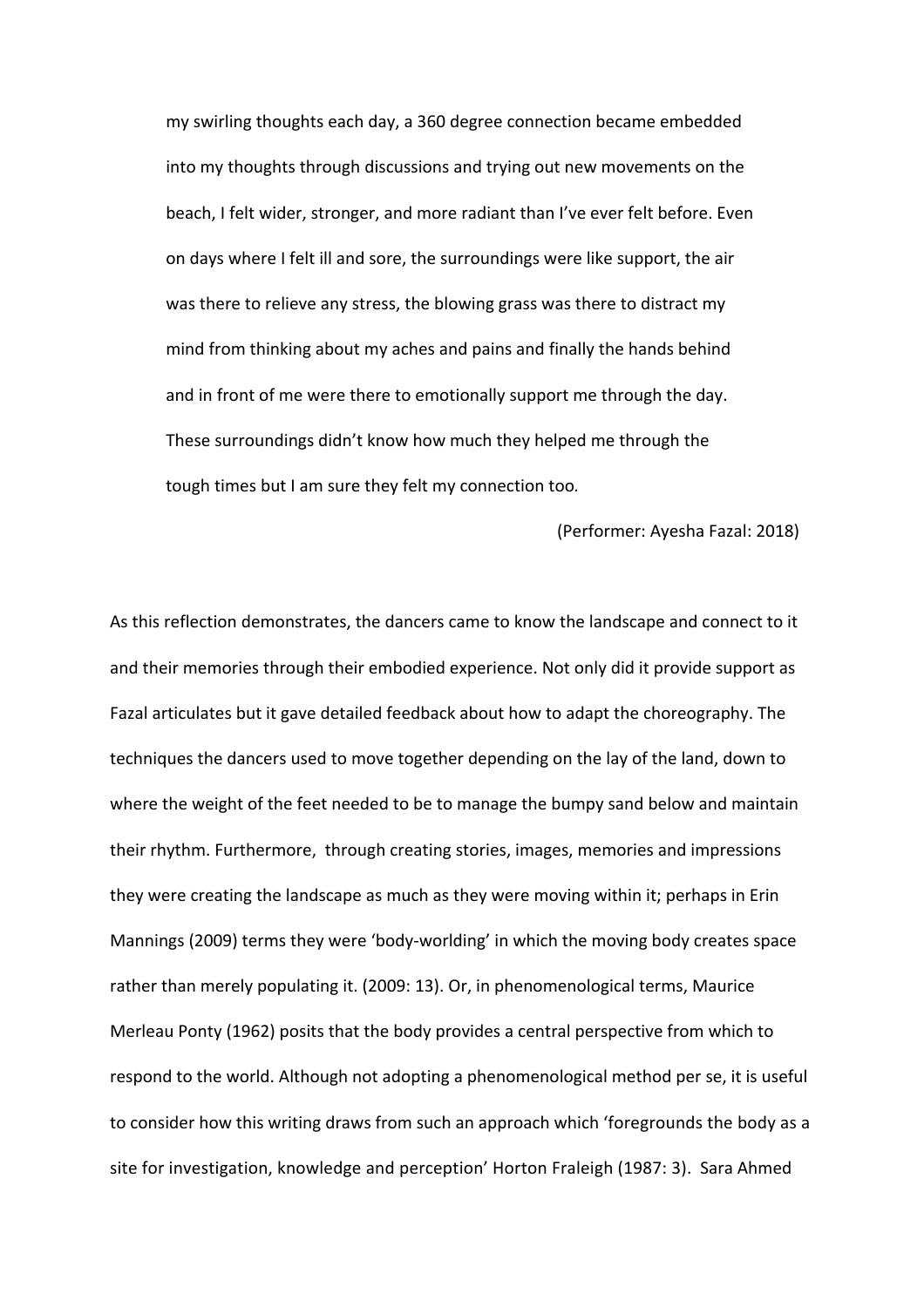> my swirling thoughts each day, a 360 degree connection became embedded into my thoughts through discussions and trying out new movements on the beach, I felt wider, stronger, and more radiant than I've ever felt before. Even on days where I felt ill and sore, the surroundings were like support, the air was there to relieve any stress, the blowing grass was there to distract my mind from thinking about my aches and pains and finally the hands behind and in front of me were there to emotionally support me through the day. These surroundings didn't know how much they helped me through the tough times but I am sure they felt my connection too.
>
> (Performer: Ayesha Fazal: 2018)

As this reflection demonstrates, the dancers came to know the landscape and connect to it and their memories through their embodied experience. Not only did it provide support as Fazal articulates but it gave detailed feedback about how to adapt the choreography. The techniques the dancers used to move together depending on the lay of the land, down to where the weight of the feet needed to be to manage the bumpy sand below and maintain their rhythm. Furthermore, through creating stories, images, memories and impressions they were creating the landscape as much as they were moving within it; perhaps in Erin Mannings (2009) terms they were 'body-worlding' in which the moving body creates space rather than merely populating it. (2009: 13). Or, in phenomenological terms, Maurice Merleau Ponty (1962) posits that the body provides a central perspective from which to respond to the world. Although not adopting a phenomenological method per se, it is useful to consider how this writing draws from such an approach which 'foregrounds the body as a site for investigation, knowledge and perception' Horton Fraleigh (1987: 3). Sara Ahmed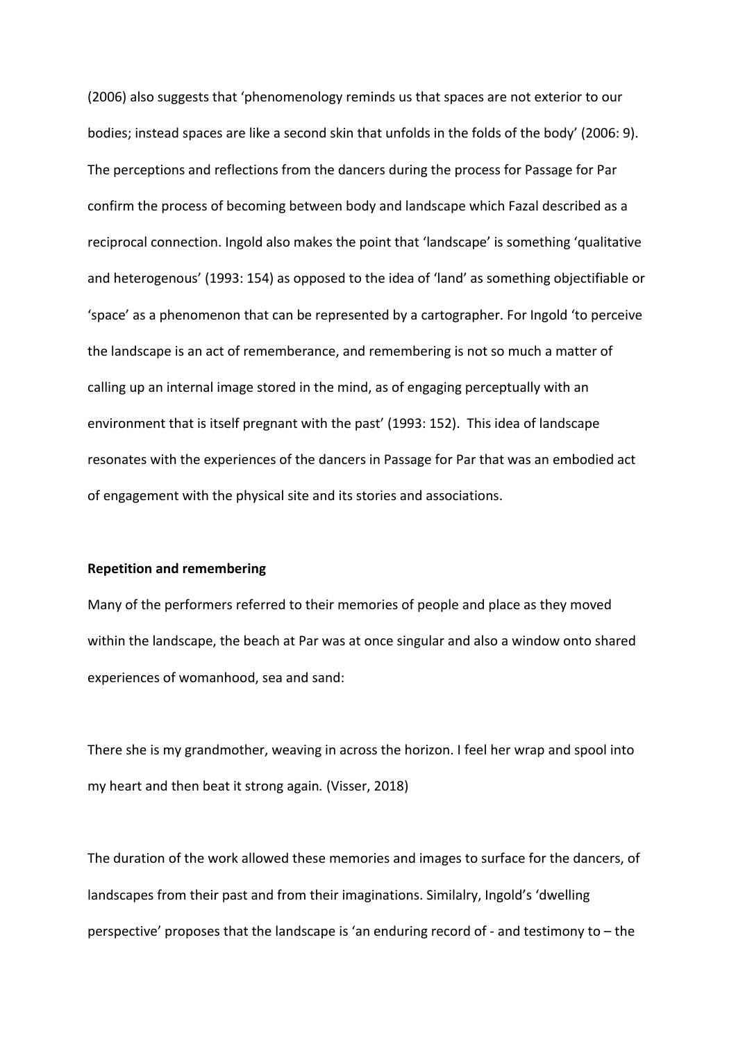(2006) also suggests that 'phenomenology reminds us that spaces are not exterior to our bodies; instead spaces are like a second skin that unfolds in the folds of the body' (2006: 9). The perceptions and reflections from the dancers during the process for Passage for Par confirm the process of becoming between body and landscape which Fazal described as a reciprocal connection. Ingold also makes the point that 'landscape' is something 'qualitative and heterogenous' (1993: 154) as opposed to the idea of 'land' as something objectifiable or 'space' as a phenomenon that can be represented by a cartographer. For Ingold 'to perceive the landscape is an act of rememberance, and remembering is not so much a matter of calling up an internal image stored in the mind, as of engaging perceptually with an environment that is itself pregnant with the past' (1993: 152). This idea of landscape resonates with the experiences of the dancers in Passage for Par that was an embodied act of engagement with the physical site and its stories and associations.

**Repetition and remembering**

Many of the performers referred to their memories of people and place as they moved within the landscape, the beach at Par was at once singular and also a window onto shared experiences of womanhood, sea and sand:

There she is my grandmother, weaving in across the horizon. I feel her wrap and spool into my heart and then beat it strong again. (Visser, 2018)

The duration of the work allowed these memories and images to surface for the dancers, of landscapes from their past and from their imaginations. Similalry, Ingold's 'dwelling perspective' proposes that the landscape is 'an enduring record of - and testimony to – the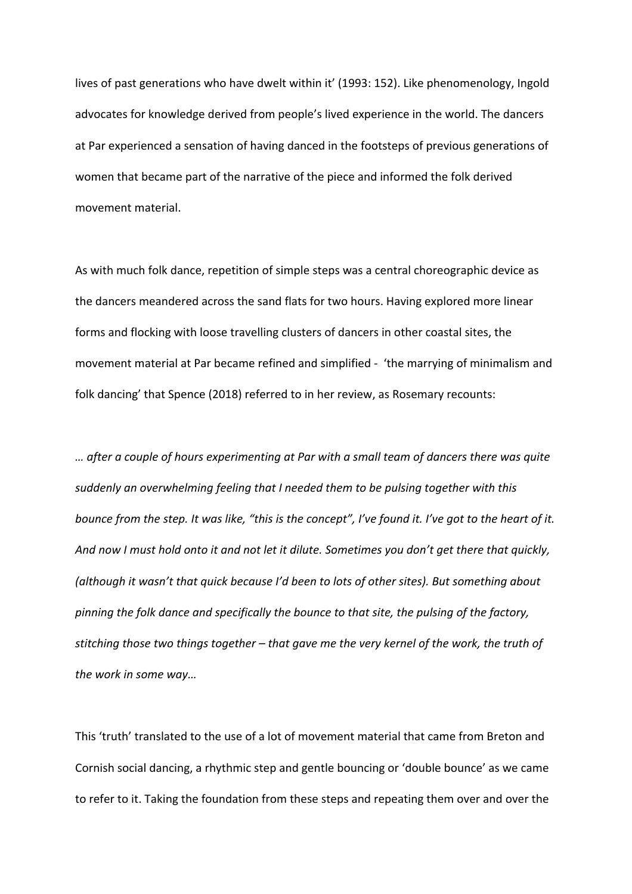lives of past generations who have dwelt within it' (1993: 152). Like phenomenology, Ingold advocates for knowledge derived from people's lived experience in the world. The dancers at Par experienced a sensation of having danced in the footsteps of previous generations of women that became part of the narrative of the piece and informed the folk derived movement material.

As with much folk dance, repetition of simple steps was a central choreographic device as the dancers meandered across the sand flats for two hours. Having explored more linear forms and flocking with loose travelling clusters of dancers in other coastal sites, the movement material at Par became refined and simplified - 'the marrying of minimalism and folk dancing' that Spence (2018) referred to in her review, as Rosemary recounts:

*… after a couple of hours experimenting at Par with a small team of dancers there was quite suddenly an overwhelming feeling that I needed them to be pulsing together with this bounce from the step. It was like, "this is the concept", I've found it. I've got to the heart of it. And now I must hold onto it and not let it dilute. Sometimes you don't get there that quickly, (although it wasn't that quick because I'd been to lots of other sites). But something about pinning the folk dance and specifically the bounce to that site, the pulsing of the factory, stitching those two things together – that gave me the very kernel of the work, the truth of the work in some way…*

This 'truth' translated to the use of a lot of movement material that came from Breton and Cornish social dancing, a rhythmic step and gentle bouncing or 'double bounce' as we came to refer to it. Taking the foundation from these steps and repeating them over and over the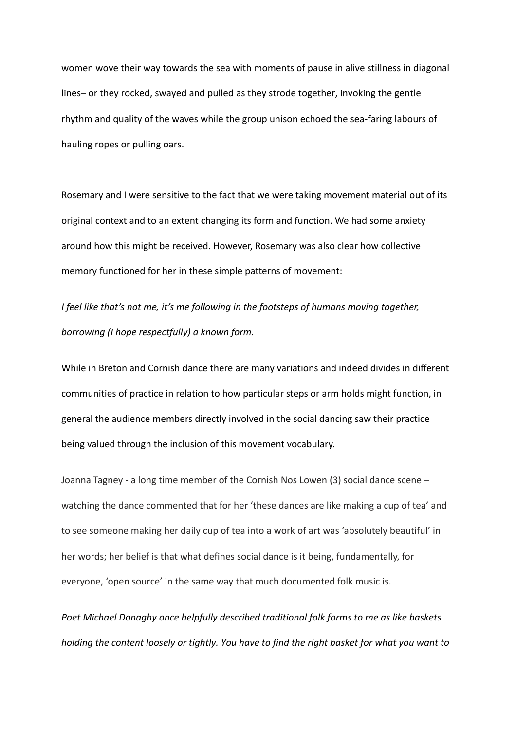women wove their way towards the sea with moments of pause in alive stillness in diagonal lines– or they rocked, swayed and pulled as they strode together, invoking the gentle rhythm and quality of the waves while the group unison echoed the sea-faring labours of hauling ropes or pulling oars.

Rosemary and I were sensitive to the fact that we were taking movement material out of its original context and to an extent changing its form and function. We had some anxiety around how this might be received. However, Rosemary was also clear how collective memory functioned for her in these simple patterns of movement:

*I feel like that's not me, it's me following in the footsteps of humans moving together, borrowing (I hope respectfully) a known form.*

While in Breton and Cornish dance there are many variations and indeed divides in different communities of practice in relation to how particular steps or arm holds might function, in general the audience members directly involved in the social dancing saw their practice being valued through the inclusion of this movement vocabulary.

Joanna Tagney - a long time member of the Cornish Nos Lowen (3) social dance scene – watching the dance commented that for her 'these dances are like making a cup of tea' and to see someone making her daily cup of tea into a work of art was 'absolutely beautiful' in her words; her belief is that what defines social dance is it being, fundamentally, for everyone, 'open source' in the same way that much documented folk music is.

*Poet Michael Donaghy once helpfully described traditional folk forms to me as like baskets holding the content loosely or tightly. You have to find the right basket for what you want to*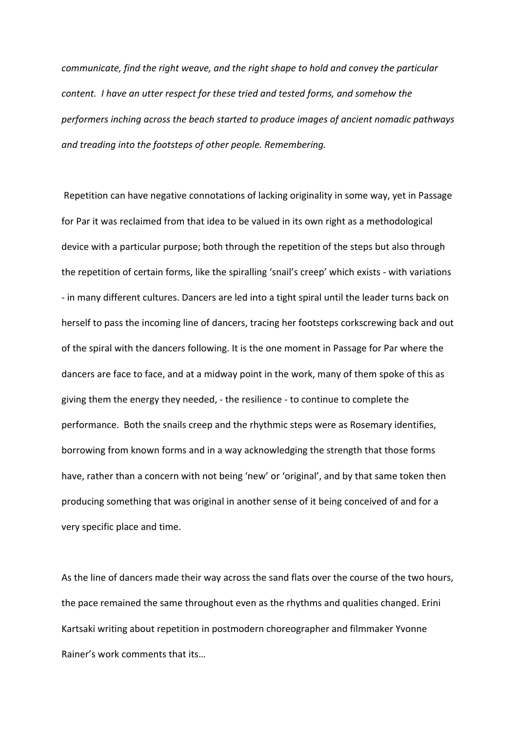*communicate, find the right weave, and the right shape to hold and convey the particular content. I have an utter respect for these tried and tested forms, and somehow the performers inching across the beach started to produce images of ancient nomadic pathways and treading into the footsteps of other people. Remembering.*

Repetition can have negative connotations of lacking originality in some way, yet in Passage for Par it was reclaimed from that idea to be valued in its own right as a methodological device with a particular purpose; both through the repetition of the steps but also through the repetition of certain forms, like the spiralling 'snail's creep' which exists - with variations - in many different cultures. Dancers are led into a tight spiral until the leader turns back on herself to pass the incoming line of dancers, tracing her footsteps corkscrewing back and out of the spiral with the dancers following. It is the one moment in Passage for Par where the dancers are face to face, and at a midway point in the work, many of them spoke of this as giving them the energy they needed, - the resilience - to continue to complete the performance. Both the snails creep and the rhythmic steps were as Rosemary identifies, borrowing from known forms and in a way acknowledging the strength that those forms have, rather than a concern with not being 'new' or 'original', and by that same token then producing something that was original in another sense of it being conceived of and for a very specific place and time.

As the line of dancers made their way across the sand flats over the course of the two hours, the pace remained the same throughout even as the rhythms and qualities changed. Erini Kartsaki writing about repetition in postmodern choreographer and filmmaker Yvonne Rainer's work comments that its…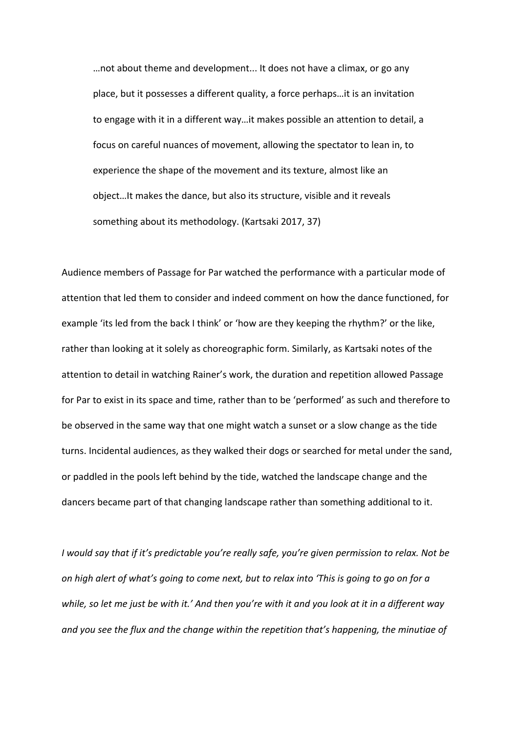> …not about theme and development... It does not have a climax, or go any place, but it possesses a different quality, a force perhaps…it is an invitation to engage with it in a different way…it makes possible an attention to detail, a focus on careful nuances of movement, allowing the spectator to lean in, to experience the shape of the movement and its texture, almost like an object…It makes the dance, but also its structure, visible and it reveals something about its methodology. (Kartsaki 2017, 37)

Audience members of Passage for Par watched the performance with a particular mode of attention that led them to consider and indeed comment on how the dance functioned, for example 'its led from the back I think' or 'how are they keeping the rhythm?' or the like, rather than looking at it solely as choreographic form. Similarly, as Kartsaki notes of the attention to detail in watching Rainer's work, the duration and repetition allowed Passage for Par to exist in its space and time, rather than to be 'performed' as such and therefore to be observed in the same way that one might watch a sunset or a slow change as the tide turns. Incidental audiences, as they walked their dogs or searched for metal under the sand, or paddled in the pools left behind by the tide, watched the landscape change and the dancers became part of that changing landscape rather than something additional to it.

*I would say that if it's predictable you're really safe, you're given permission to relax. Not be on high alert of what's going to come next, but to relax into 'This is going to go on for a while, so let me just be with it.' And then you're with it and you look at it in a different way and you see the flux and the change within the repetition that's happening, the minutiae of*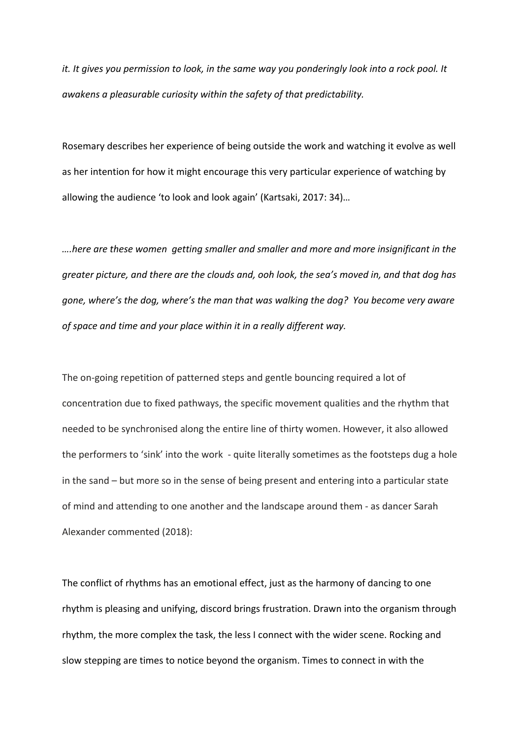*it. It gives you permission to look, in the same way you ponderingly look into a rock pool. It awakens a pleasurable curiosity within the safety of that predictability.*

Rosemary describes her experience of being outside the work and watching it evolve as well as her intention for how it might encourage this very particular experience of watching by allowing the audience 'to look and look again' (Kartsaki, 2017: 34)…

*….here are these women getting smaller and smaller and more and more insignificant in the greater picture, and there are the clouds and, ooh look, the sea's moved in, and that dog has gone, where's the dog, where's the man that was walking the dog? You become very aware of space and time and your place within it in a really different way.*

The on-going repetition of patterned steps and gentle bouncing required a lot of concentration due to fixed pathways, the specific movement qualities and the rhythm that needed to be synchronised along the entire line of thirty women. However, it also allowed the performers to 'sink' into the work - quite literally sometimes as the footsteps dug a hole in the sand – but more so in the sense of being present and entering into a particular state of mind and attending to one another and the landscape around them - as dancer Sarah Alexander commented (2018):

The conflict of rhythms has an emotional effect, just as the harmony of dancing to one rhythm is pleasing and unifying, discord brings frustration. Drawn into the organism through rhythm, the more complex the task, the less I connect with the wider scene. Rocking and slow stepping are times to notice beyond the organism. Times to connect in with the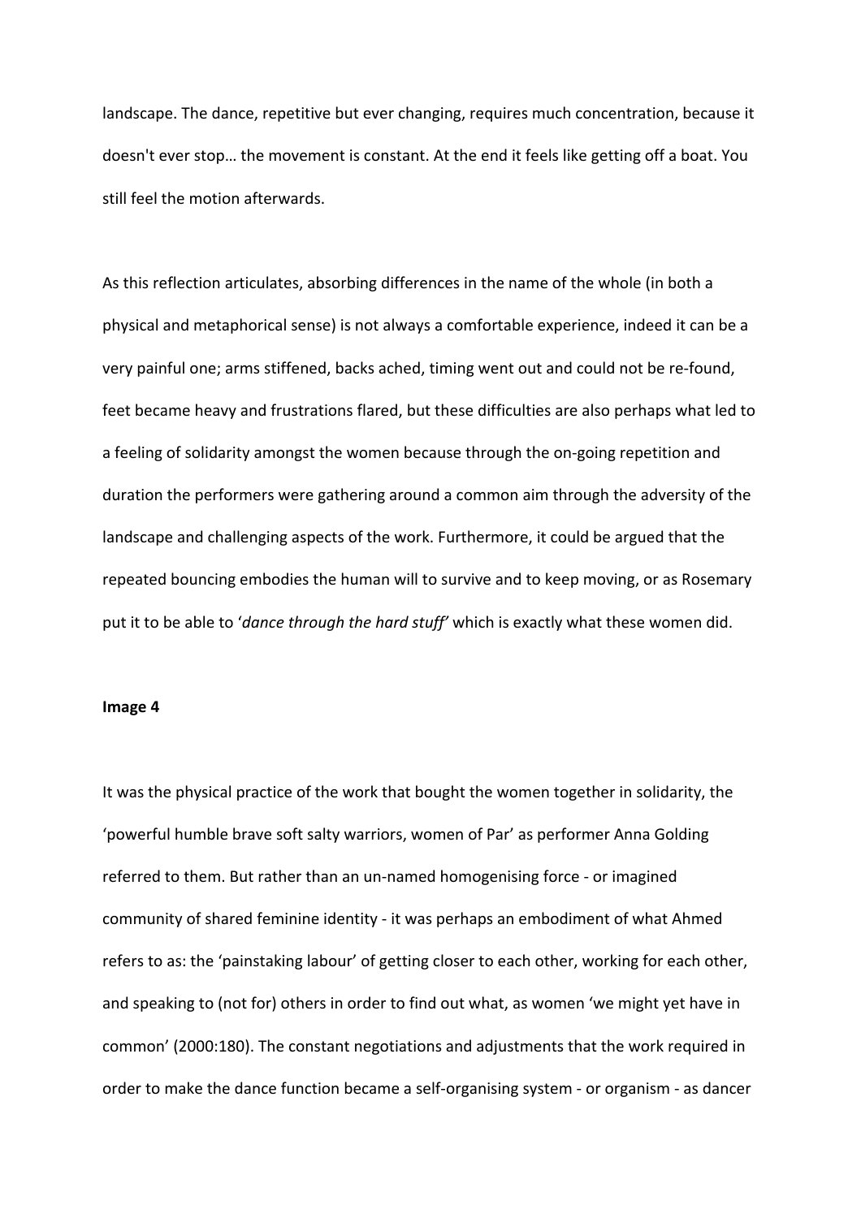landscape. The dance, repetitive but ever changing, requires much concentration, because it doesn't ever stop… the movement is constant. At the end it feels like getting off a boat. You still feel the motion afterwards.

As this reflection articulates, absorbing differences in the name of the whole (in both a physical and metaphorical sense) is not always a comfortable experience, indeed it can be a very painful one; arms stiffened, backs ached, timing went out and could not be re-found, feet became heavy and frustrations flared, but these difficulties are also perhaps what led to a feeling of solidarity amongst the women because through the on-going repetition and duration the performers were gathering around a common aim through the adversity of the landscape and challenging aspects of the work. Furthermore, it could be argued that the repeated bouncing embodies the human will to survive and to keep moving, or as Rosemary put it to be able to '*dance through the hard stuff*' which is exactly what these women did.

**Image 4**

It was the physical practice of the work that bought the women together in solidarity, the 'powerful humble brave soft salty warriors, women of Par' as performer Anna Golding referred to them. But rather than an un-named homogenising force - or imagined community of shared feminine identity - it was perhaps an embodiment of what Ahmed refers to as: the 'painstaking labour' of getting closer to each other, working for each other, and speaking to (not for) others in order to find out what, as women 'we might yet have in common' (2000:180). The constant negotiations and adjustments that the work required in order to make the dance function became a self-organising system - or organism - as dancer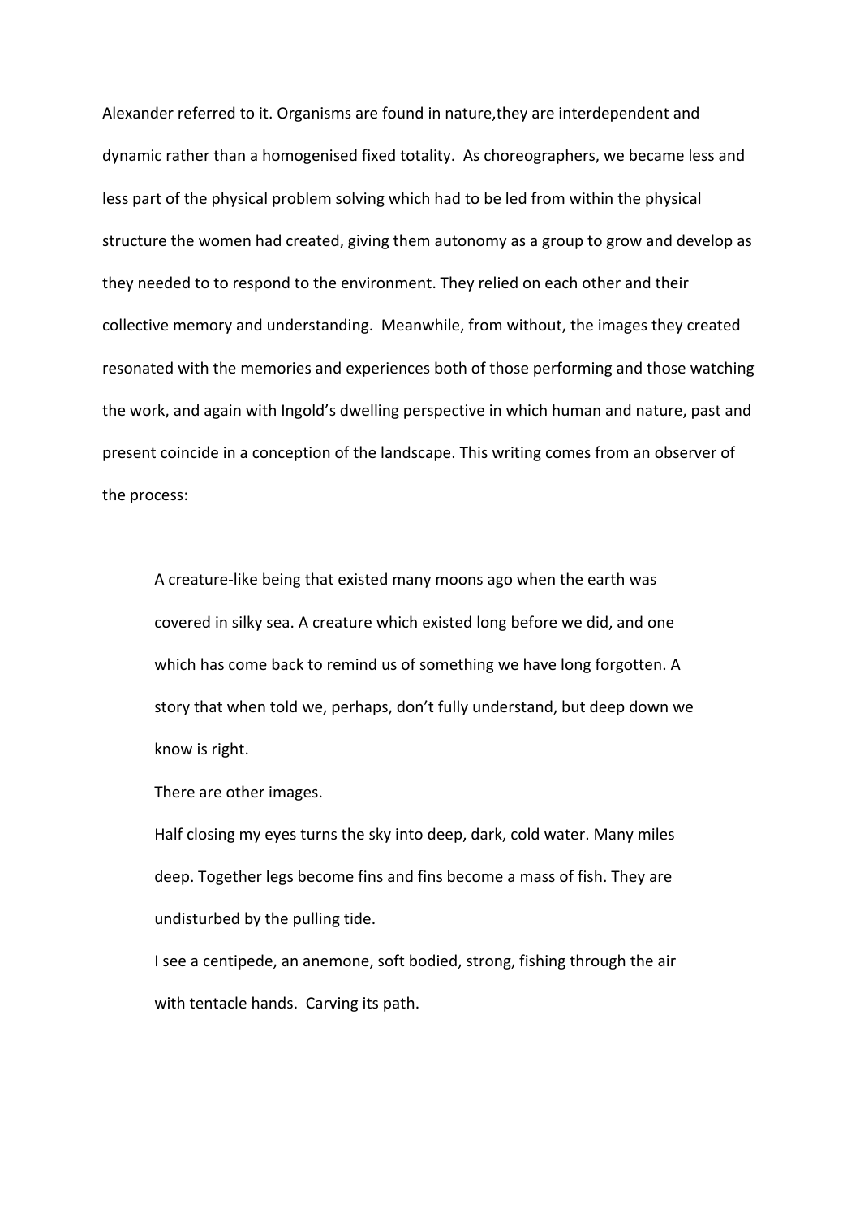Alexander referred to it. Organisms are found in nature,they are interdependent and dynamic rather than a homogenised fixed totality. As choreographers, we became less and less part of the physical problem solving which had to be led from within the physical structure the women had created, giving them autonomy as a group to grow and develop as they needed to to respond to the environment. They relied on each other and their collective memory and understanding. Meanwhile, from without, the images they created resonated with the memories and experiences both of those performing and those watching the work, and again with Ingold's dwelling perspective in which human and nature, past and present coincide in a conception of the landscape. This writing comes from an observer of the process:

> A creature-like being that existed many moons ago when the earth was covered in silky sea. A creature which existed long before we did, and one which has come back to remind us of something we have long forgotten. A story that when told we, perhaps, don't fully understand, but deep down we know is right.
>
> There are other images.
>
> Half closing my eyes turns the sky into deep, dark, cold water. Many miles deep. Together legs become fins and fins become a mass of fish. They are undisturbed by the pulling tide.
>
> I see a centipede, an anemone, soft bodied, strong, fishing through the air with tentacle hands. Carving its path.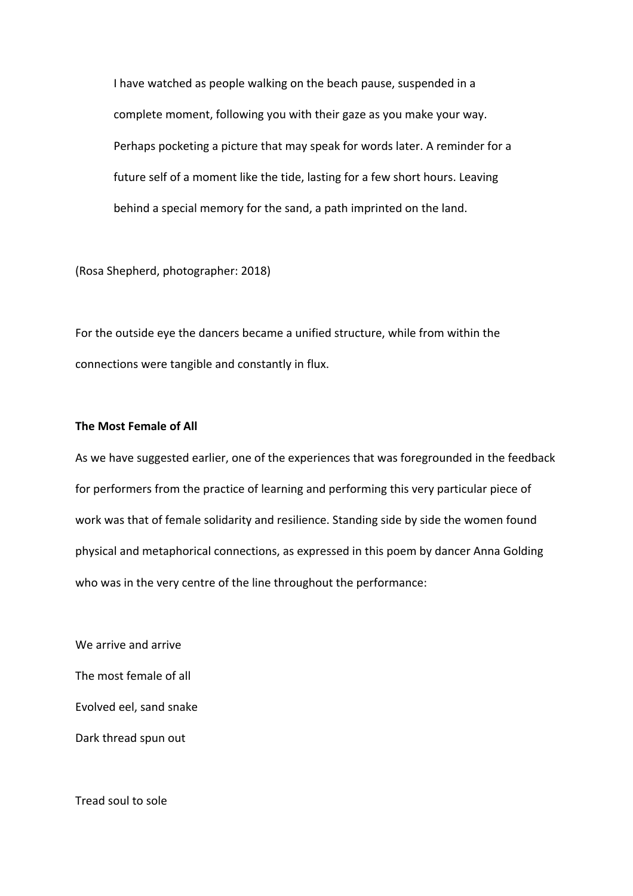> I have watched as people walking on the beach pause, suspended in a complete moment, following you with their gaze as you make your way. Perhaps pocketing a picture that may speak for words later. A reminder for a future self of a moment like the tide, lasting for a few short hours. Leaving behind a special memory for the sand, a path imprinted on the land.

(Rosa Shepherd, photographer: 2018)

For the outside eye the dancers became a unified structure, while from within the connections were tangible and constantly in flux.

**The Most Female of All**

As we have suggested earlier, one of the experiences that was foregrounded in the feedback for performers from the practice of learning and performing this very particular piece of work was that of female solidarity and resilience. Standing side by side the women found physical and metaphorical connections, as expressed in this poem by dancer Anna Golding who was in the very centre of the line throughout the performance:

We arrive and arrive  
The most female of all  
Evolved eel, sand snake  
Dark thread spun out

Tread soul to sole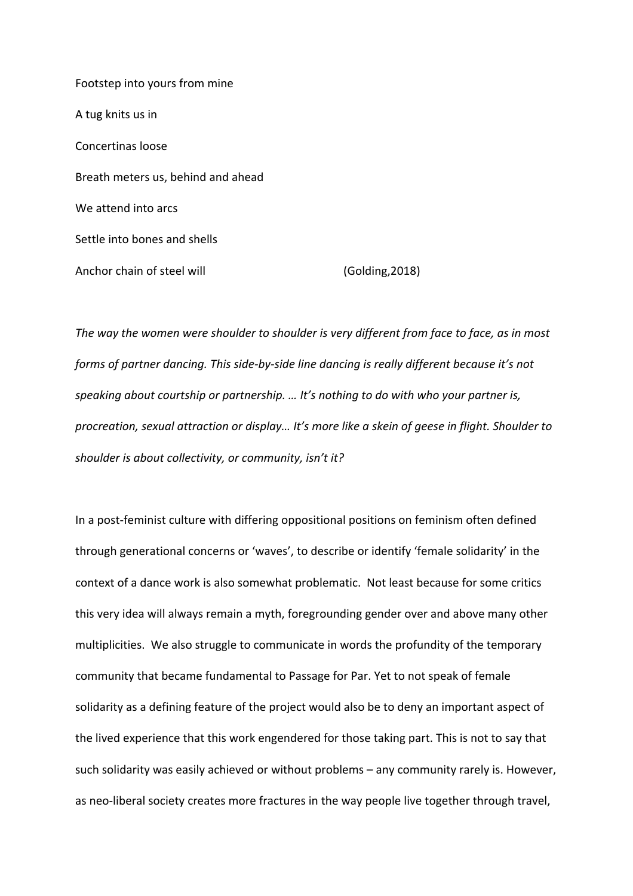Footstep into yours from mine

A tug knits us in

Concertinas loose

Breath meters us, behind and ahead

We attend into arcs

Settle into bones and shells

Anchor chain of steel will (Golding,2018)

*The way the women were shoulder to shoulder is very different from face to face, as in most forms of partner dancing. This side-by-side line dancing is really different because it's not speaking about courtship or partnership. … It's nothing to do with who your partner is, procreation, sexual attraction or display… It's more like a skein of geese in flight. Shoulder to shoulder is about collectivity, or community, isn't it?*

In a post-feminist culture with differing oppositional positions on feminism often defined through generational concerns or 'waves', to describe or identify 'female solidarity' in the context of a dance work is also somewhat problematic. Not least because for some critics this very idea will always remain a myth, foregrounding gender over and above many other multiplicities. We also struggle to communicate in words the profundity of the temporary community that became fundamental to Passage for Par. Yet to not speak of female solidarity as a defining feature of the project would also be to deny an important aspect of the lived experience that this work engendered for those taking part. This is not to say that such solidarity was easily achieved or without problems – any community rarely is. However, as neo-liberal society creates more fractures in the way people live together through travel,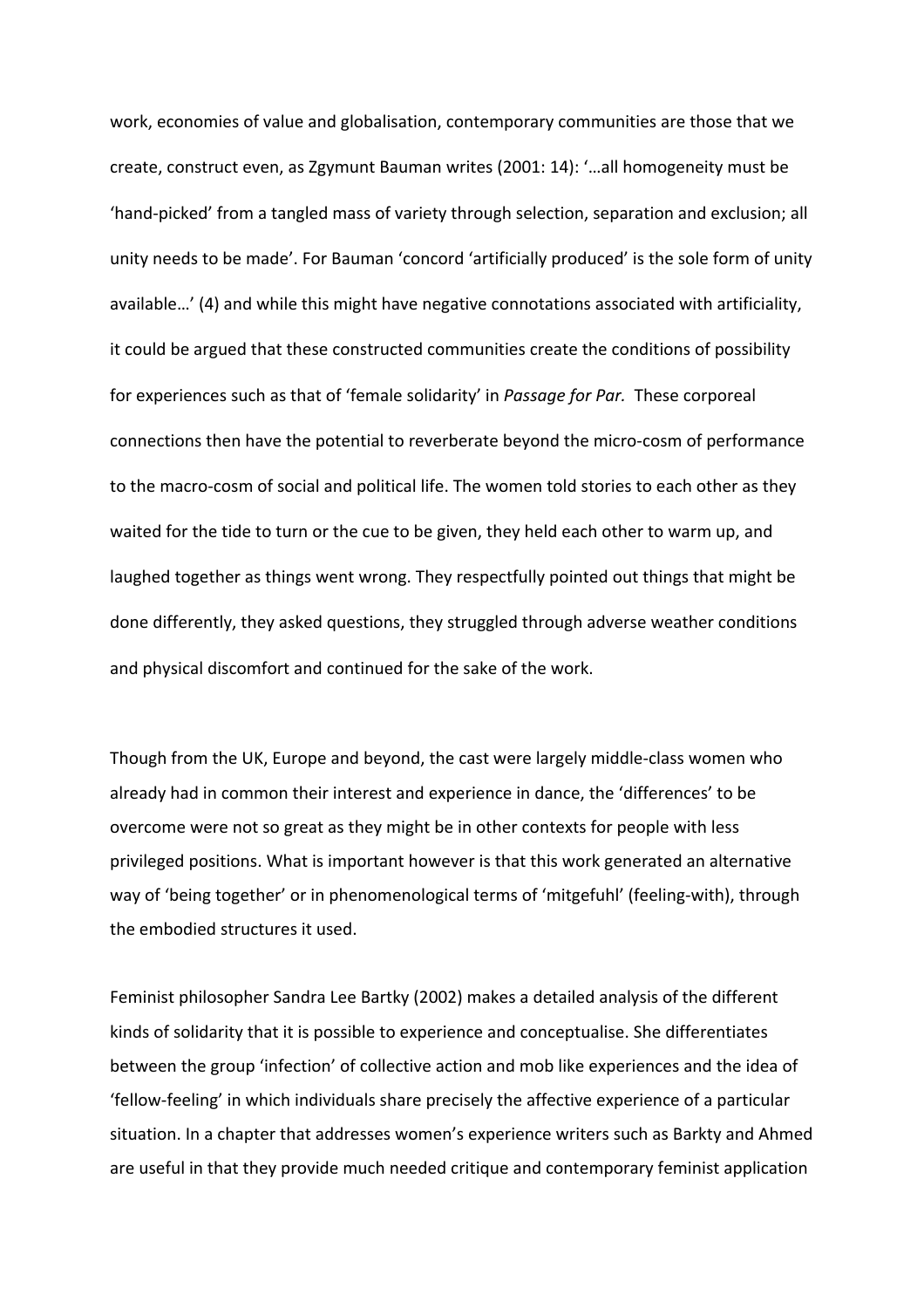work, economies of value and globalisation, contemporary communities are those that we create, construct even, as Zgymunt Bauman writes (2001: 14): '…all homogeneity must be 'hand-picked' from a tangled mass of variety through selection, separation and exclusion; all unity needs to be made'. For Bauman 'concord 'artificially produced' is the sole form of unity available…' (4) and while this might have negative connotations associated with artificiality, it could be argued that these constructed communities create the conditions of possibility for experiences such as that of 'female solidarity' in *Passage for Par.* These corporeal connections then have the potential to reverberate beyond the micro-cosm of performance to the macro-cosm of social and political life. The women told stories to each other as they waited for the tide to turn or the cue to be given, they held each other to warm up, and laughed together as things went wrong. They respectfully pointed out things that might be done differently, they asked questions, they struggled through adverse weather conditions and physical discomfort and continued for the sake of the work.

Though from the UK, Europe and beyond, the cast were largely middle-class women who already had in common their interest and experience in dance, the 'differences' to be overcome were not so great as they might be in other contexts for people with less privileged positions. What is important however is that this work generated an alternative way of 'being together' or in phenomenological terms of 'mitgefuhl' (feeling-with), through the embodied structures it used.

Feminist philosopher Sandra Lee Bartky (2002) makes a detailed analysis of the different kinds of solidarity that it is possible to experience and conceptualise. She differentiates between the group 'infection' of collective action and mob like experiences and the idea of 'fellow-feeling' in which individuals share precisely the affective experience of a particular situation. In a chapter that addresses women's experience writers such as Barkty and Ahmed are useful in that they provide much needed critique and contemporary feminist application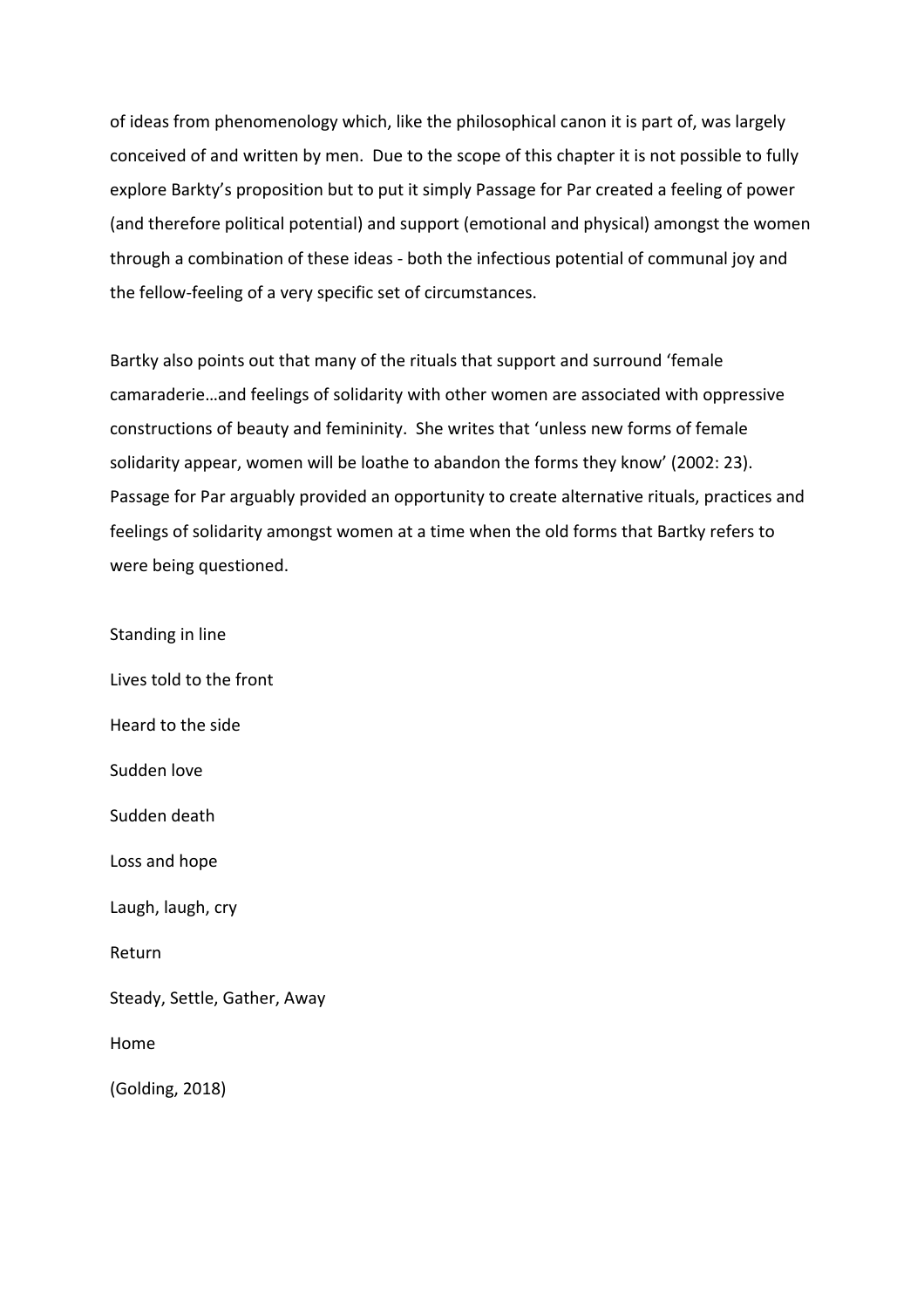of ideas from phenomenology which, like the philosophical canon it is part of, was largely conceived of and written by men. Due to the scope of this chapter it is not possible to fully explore Barkty's proposition but to put it simply Passage for Par created a feeling of power (and therefore political potential) and support (emotional and physical) amongst the women through a combination of these ideas - both the infectious potential of communal joy and the fellow-feeling of a very specific set of circumstances.

Bartky also points out that many of the rituals that support and surround 'female camaraderie…and feelings of solidarity with other women are associated with oppressive constructions of beauty and femininity. She writes that 'unless new forms of female solidarity appear, women will be loathe to abandon the forms they know' (2002: 23). Passage for Par arguably provided an opportunity to create alternative rituals, practices and feelings of solidarity amongst women at a time when the old forms that Bartky refers to were being questioned.

Standing in line

Lives told to the front

Heard to the side

Sudden love

Sudden death

Loss and hope

Laugh, laugh, cry

Return

Steady, Settle, Gather, Away

Home

(Golding, 2018)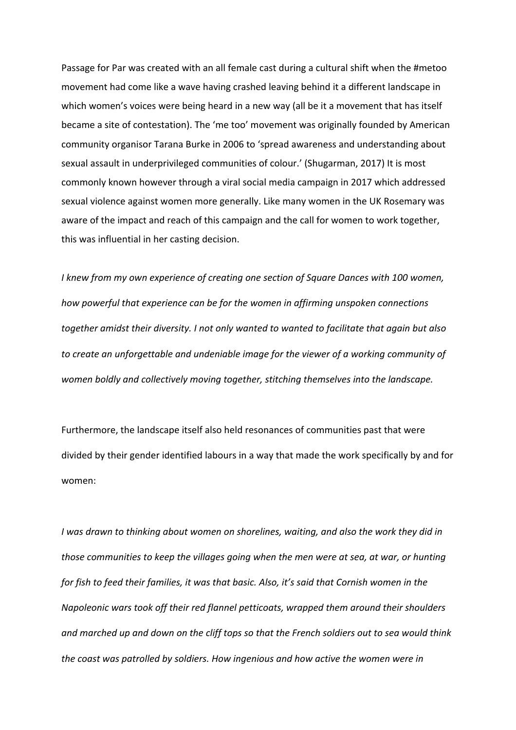Passage for Par was created with an all female cast during a cultural shift when the #metoo movement had come like a wave having crashed leaving behind it a different landscape in which women's voices were being heard in a new way (all be it a movement that has itself became a site of contestation). The 'me too' movement was originally founded by American community organisor Tarana Burke in 2006 to 'spread awareness and understanding about sexual assault in underprivileged communities of colour.' (Shugarman, 2017) It is most commonly known however through a viral social media campaign in 2017 which addressed sexual violence against women more generally. Like many women in the UK Rosemary was aware of the impact and reach of this campaign and the call for women to work together, this was influential in her casting decision.

*I knew from my own experience of creating one section of Square Dances with 100 women, how powerful that experience can be for the women in affirming unspoken connections together amidst their diversity. I not only wanted to wanted to facilitate that again but also to create an unforgettable and undeniable image for the viewer of a working community of women boldly and collectively moving together, stitching themselves into the landscape.*

Furthermore, the landscape itself also held resonances of communities past that were divided by their gender identified labours in a way that made the work specifically by and for women:

*I was drawn to thinking about women on shorelines, waiting, and also the work they did in those communities to keep the villages going when the men were at sea, at war, or hunting for fish to feed their families, it was that basic. Also, it's said that Cornish women in the Napoleonic wars took off their red flannel petticoats, wrapped them around their shoulders and marched up and down on the cliff tops so that the French soldiers out to sea would think the coast was patrolled by soldiers. How ingenious and how active the women were in*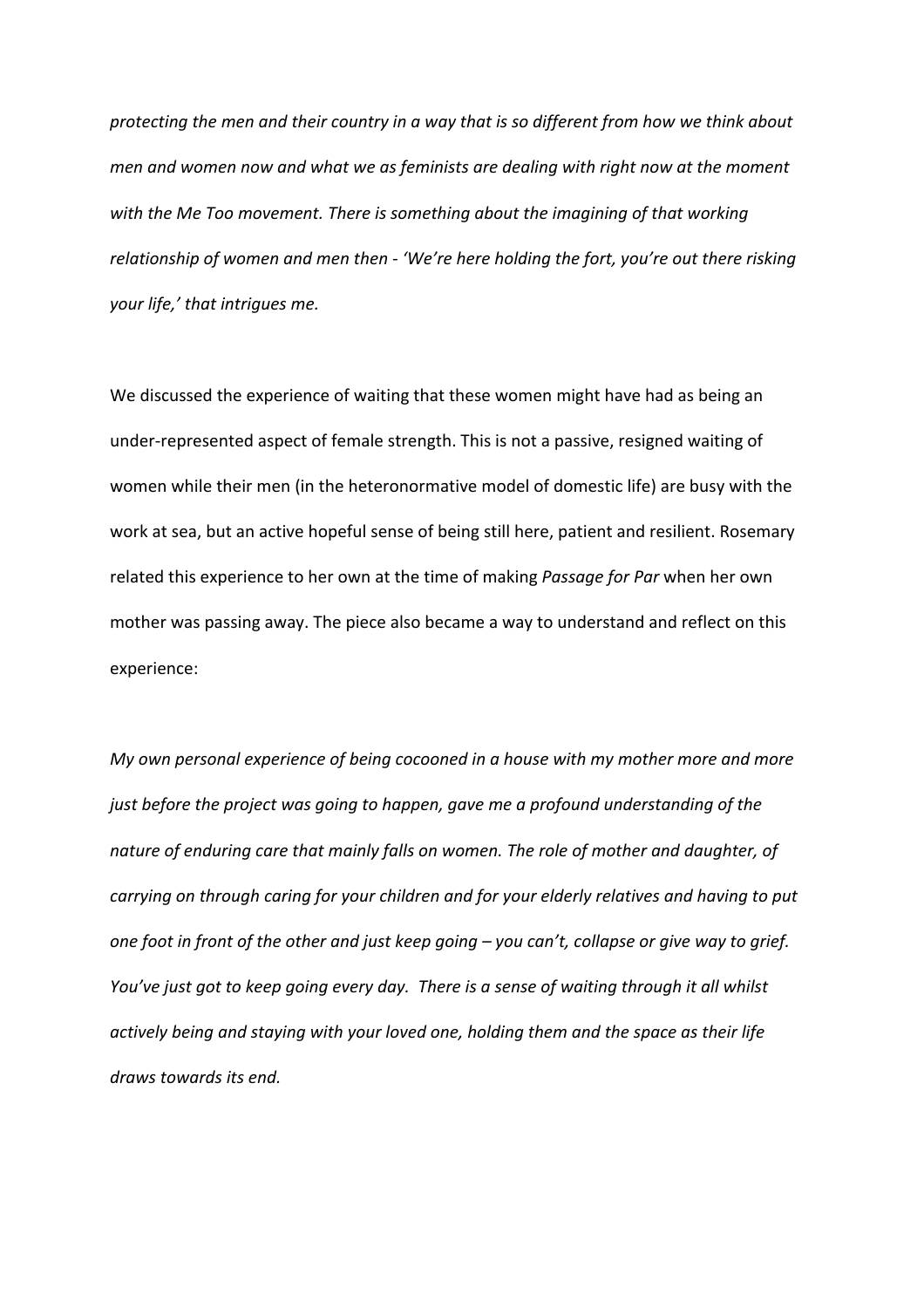*protecting the men and their country in a way that is so different from how we think about men and women now and what we as feminists are dealing with right now at the moment with the Me Too movement. There is something about the imagining of that working relationship of women and men then - 'We're here holding the fort, you're out there risking your life,' that intrigues me.*

We discussed the experience of waiting that these women might have had as being an under-represented aspect of female strength. This is not a passive, resigned waiting of women while their men (in the heteronormative model of domestic life) are busy with the work at sea, but an active hopeful sense of being still here, patient and resilient. Rosemary related this experience to her own at the time of making *Passage for Par* when her own mother was passing away. The piece also became a way to understand and reflect on this experience:

*My own personal experience of being cocooned in a house with my mother more and more just before the project was going to happen, gave me a profound understanding of the nature of enduring care that mainly falls on women. The role of mother and daughter, of carrying on through caring for your children and for your elderly relatives and having to put one foot in front of the other and just keep going – you can't, collapse or give way to grief. You've just got to keep going every day. There is a sense of waiting through it all whilst actively being and staying with your loved one, holding them and the space as their life draws towards its end.*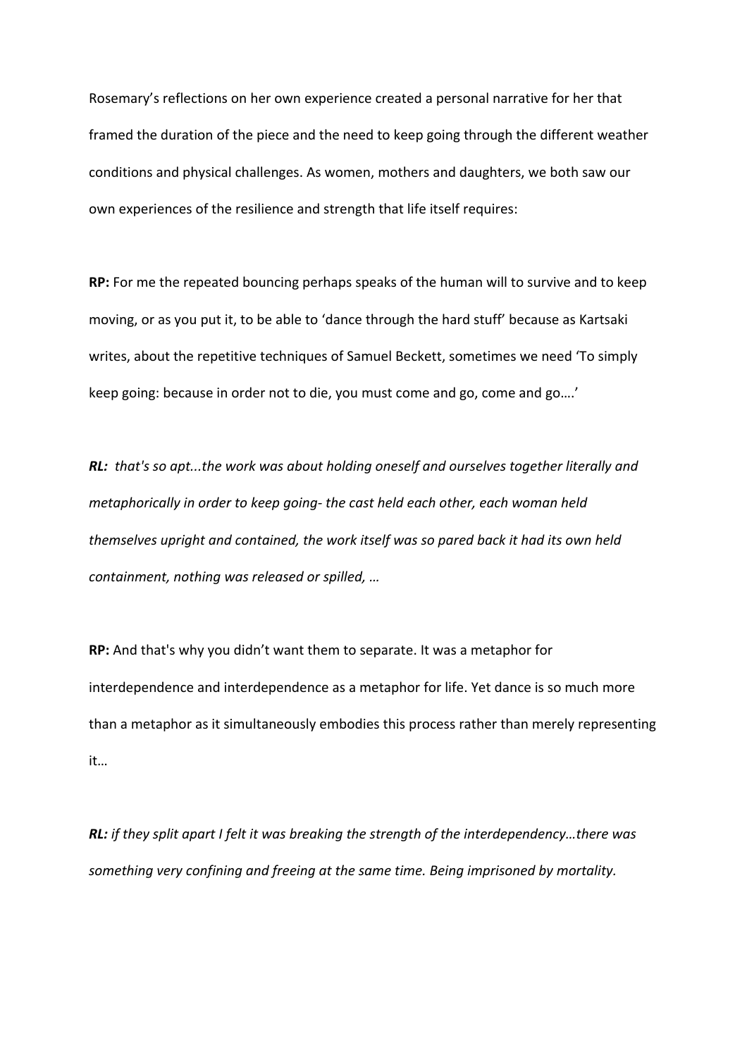Rosemary's reflections on her own experience created a personal narrative for her that framed the duration of the piece and the need to keep going through the different weather conditions and physical challenges. As women, mothers and daughters, we both saw our own experiences of the resilience and strength that life itself requires:

**RP:** For me the repeated bouncing perhaps speaks of the human will to survive and to keep moving, or as you put it, to be able to 'dance through the hard stuff' because as Kartsaki writes, about the repetitive techniques of Samuel Beckett, sometimes we need 'To simply keep going: because in order not to die, you must come and go, come and go….'

***RL:*** *that's so apt...the work was about holding oneself and ourselves together literally and metaphorically in order to keep going- the cast held each other, each woman held themselves upright and contained, the work itself was so pared back it had its own held containment, nothing was released or spilled, …*

**RP:** And that's why you didn't want them to separate. It was a metaphor for interdependence and interdependence as a metaphor for life. Yet dance is so much more than a metaphor as it simultaneously embodies this process rather than merely representing it…

***RL:*** *if they split apart I felt it was breaking the strength of the interdependency…there was something very confining and freeing at the same time. Being imprisoned by mortality.*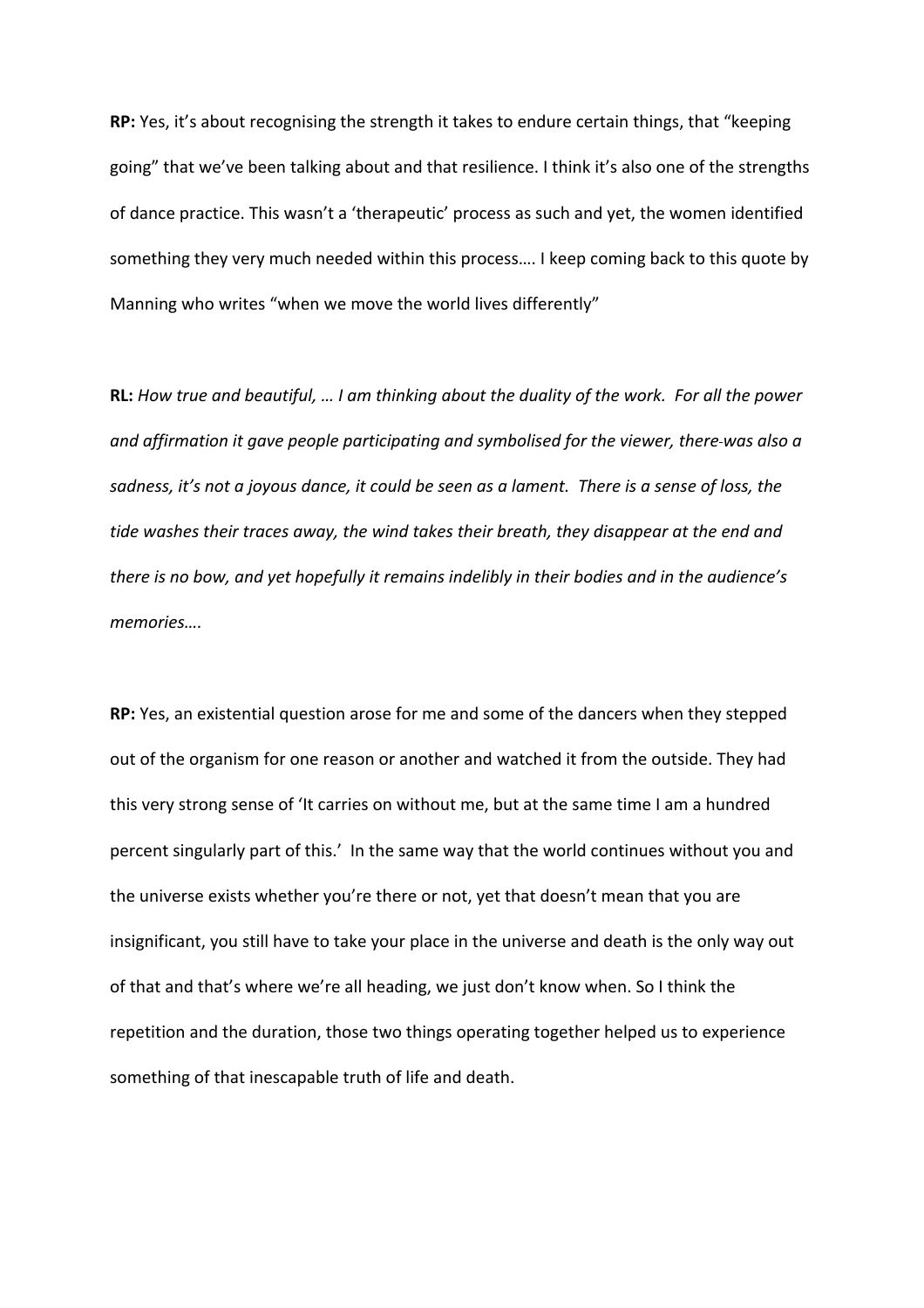**RP:** Yes, it's about recognising the strength it takes to endure certain things, that "keeping going" that we've been talking about and that resilience. I think it's also one of the strengths of dance practice. This wasn't a 'therapeutic' process as such and yet, the women identified something they very much needed within this process…. I keep coming back to this quote by Manning who writes "when we move the world lives differently"

**RL:** *How true and beautiful, … I am thinking about the duality of the work. For all the power and affirmation it gave people participating and symbolised for the viewer, there-was also a sadness, it's not a joyous dance, it could be seen as a lament. There is a sense of loss, the tide washes their traces away, the wind takes their breath, they disappear at the end and there is no bow, and yet hopefully it remains indelibly in their bodies and in the audience's memories….*

**RP:** Yes, an existential question arose for me and some of the dancers when they stepped out of the organism for one reason or another and watched it from the outside. They had this very strong sense of 'It carries on without me, but at the same time I am a hundred percent singularly part of this.' In the same way that the world continues without you and the universe exists whether you're there or not, yet that doesn't mean that you are insignificant, you still have to take your place in the universe and death is the only way out of that and that's where we're all heading, we just don't know when. So I think the repetition and the duration, those two things operating together helped us to experience something of that inescapable truth of life and death.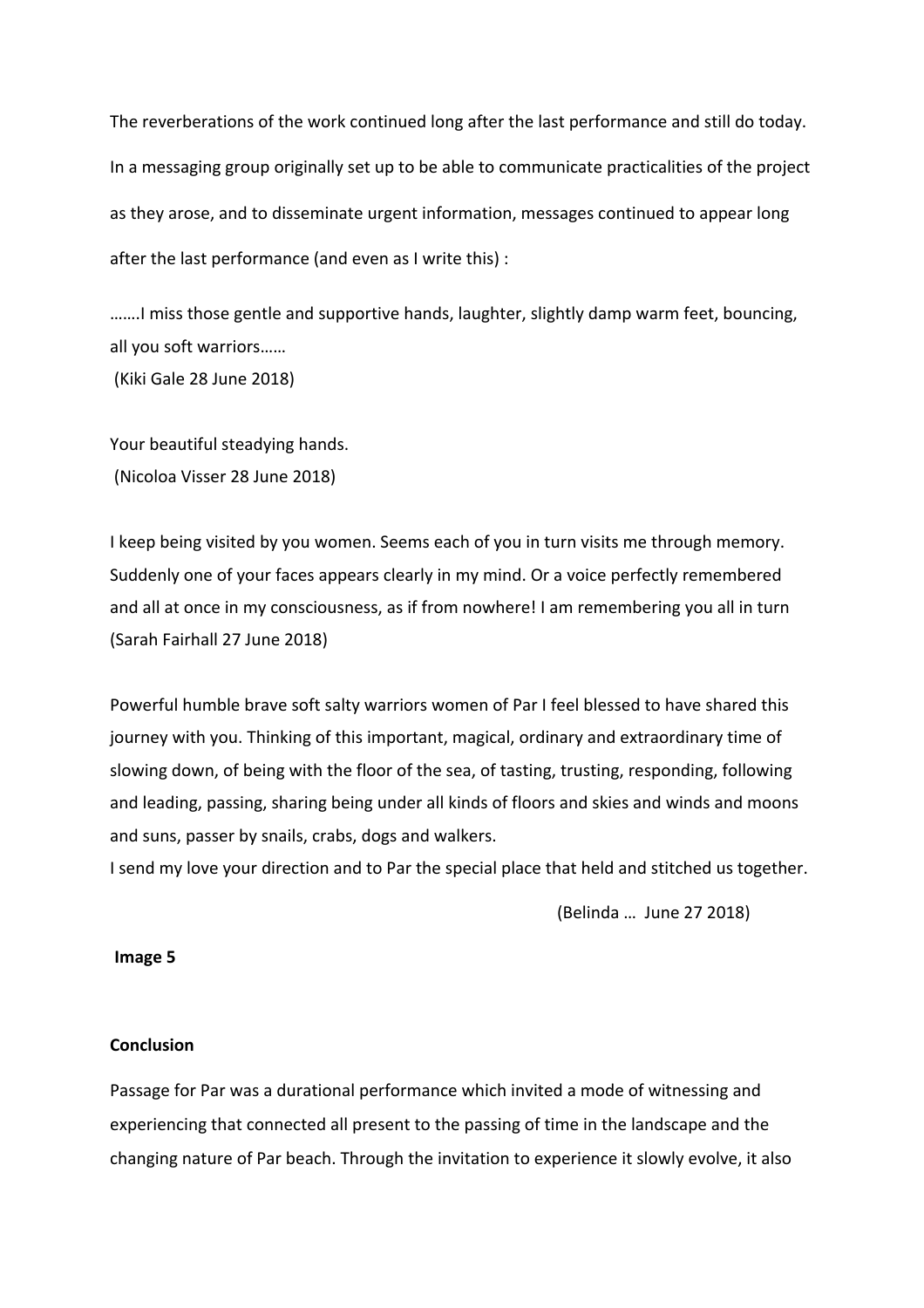The reverberations of the work continued long after the last performance and still do today. In a messaging group originally set up to be able to communicate practicalities of the project as they arose, and to disseminate urgent information, messages continued to appear long after the last performance (and even as I write this) :

…….I miss those gentle and supportive hands, laughter, slightly damp warm feet, bouncing, all you soft warriors……
(Kiki Gale 28 June 2018)

Your beautiful steadying hands.
(Nicoloa Visser 28 June 2018)

I keep being visited by you women. Seems each of you in turn visits me through memory. Suddenly one of your faces appears clearly in my mind. Or a voice perfectly remembered and all at once in my consciousness, as if from nowhere! I am remembering you all in turn
(Sarah Fairhall 27 June 2018)

Powerful humble brave soft salty warriors women of Par I feel blessed to have shared this journey with you. Thinking of this important, magical, ordinary and extraordinary time of slowing down, of being with the floor of the sea, of tasting, trusting, responding, following and leading, passing, sharing being under all kinds of floors and skies and winds and moons and suns, passer by snails, crabs, dogs and walkers.
I send my love your direction and to Par the special place that held and stitched us together.

(Belinda … June 27 2018)

**Image 5**

**Conclusion**

Passage for Par was a durational performance which invited a mode of witnessing and experiencing that connected all present to the passing of time in the landscape and the changing nature of Par beach. Through the invitation to experience it slowly evolve, it also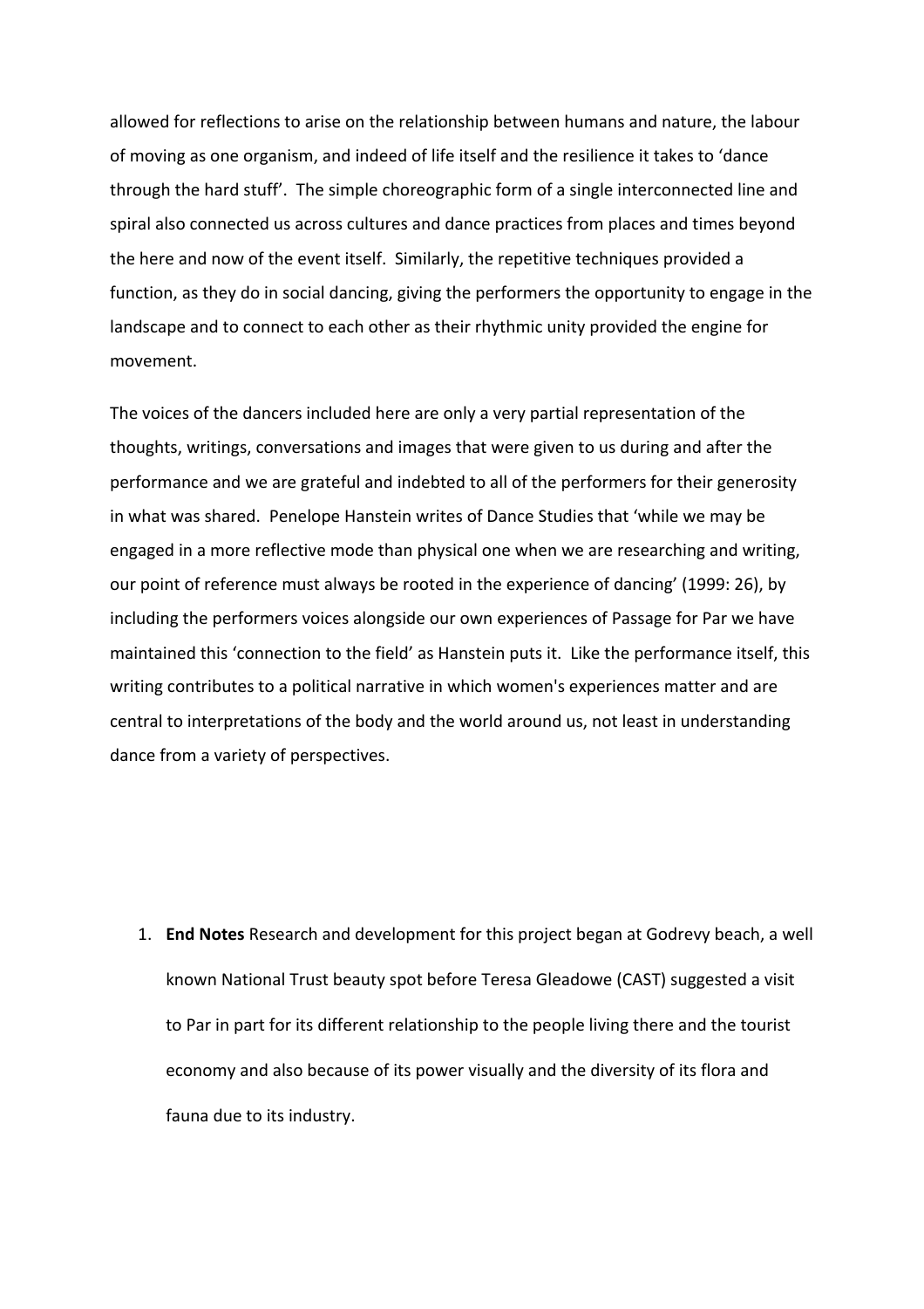allowed for reflections to arise on the relationship between humans and nature, the labour of moving as one organism, and indeed of life itself and the resilience it takes to 'dance through the hard stuff'. The simple choreographic form of a single interconnected line and spiral also connected us across cultures and dance practices from places and times beyond the here and now of the event itself. Similarly, the repetitive techniques provided a function, as they do in social dancing, giving the performers the opportunity to engage in the landscape and to connect to each other as their rhythmic unity provided the engine for movement.

The voices of the dancers included here are only a very partial representation of the thoughts, writings, conversations and images that were given to us during and after the performance and we are grateful and indebted to all of the performers for their generosity in what was shared. Penelope Hanstein writes of Dance Studies that 'while we may be engaged in a more reflective mode than physical one when we are researching and writing, our point of reference must always be rooted in the experience of dancing' (1999: 26), by including the performers voices alongside our own experiences of Passage for Par we have maintained this 'connection to the field' as Hanstein puts it. Like the performance itself, this writing contributes to a political narrative in which women's experiences matter and are central to interpretations of the body and the world around us, not least in understanding dance from a variety of perspectives.

1. **End Notes** Research and development for this project began at Godrevy beach, a well known National Trust beauty spot before Teresa Gleadowe (CAST) suggested a visit to Par in part for its different relationship to the people living there and the tourist economy and also because of its power visually and the diversity of its flora and fauna due to its industry.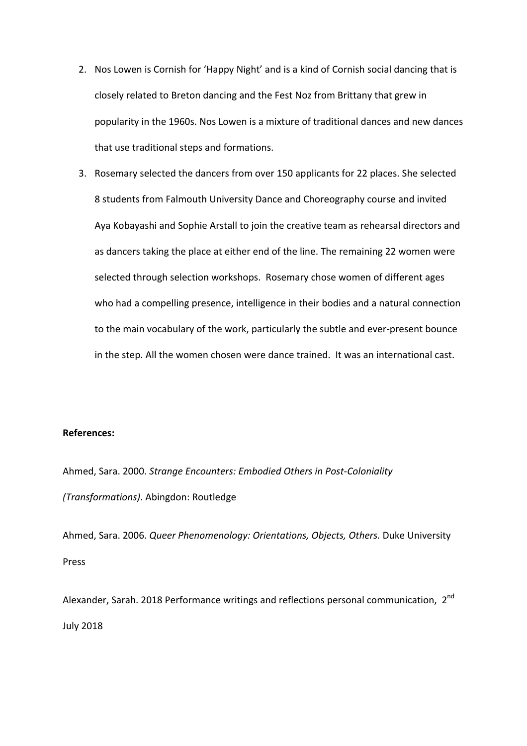2. Nos Lowen is Cornish for 'Happy Night' and is a kind of Cornish social dancing that is closely related to Breton dancing and the Fest Noz from Brittany that grew in popularity in the 1960s. Nos Lowen is a mixture of traditional dances and new dances that use traditional steps and formations.
3. Rosemary selected the dancers from over 150 applicants for 22 places. She selected 8 students from Falmouth University Dance and Choreography course and invited Aya Kobayashi and Sophie Arstall to join the creative team as rehearsal directors and as dancers taking the place at either end of the line. The remaining 22 women were selected through selection workshops. Rosemary chose women of different ages who had a compelling presence, intelligence in their bodies and a natural connection to the main vocabulary of the work, particularly the subtle and ever-present bounce in the step. All the women chosen were dance trained. It was an international cast.

**References:**

Ahmed, Sara. 2000. *Strange Encounters: Embodied Others in Post-Coloniality (Transformations)*. Abingdon: Routledge

Ahmed, Sara. 2006. *Queer Phenomenology: Orientations, Objects, Others.* Duke University Press

Alexander, Sarah. 2018 Performance writings and reflections personal communication, 2nd July 2018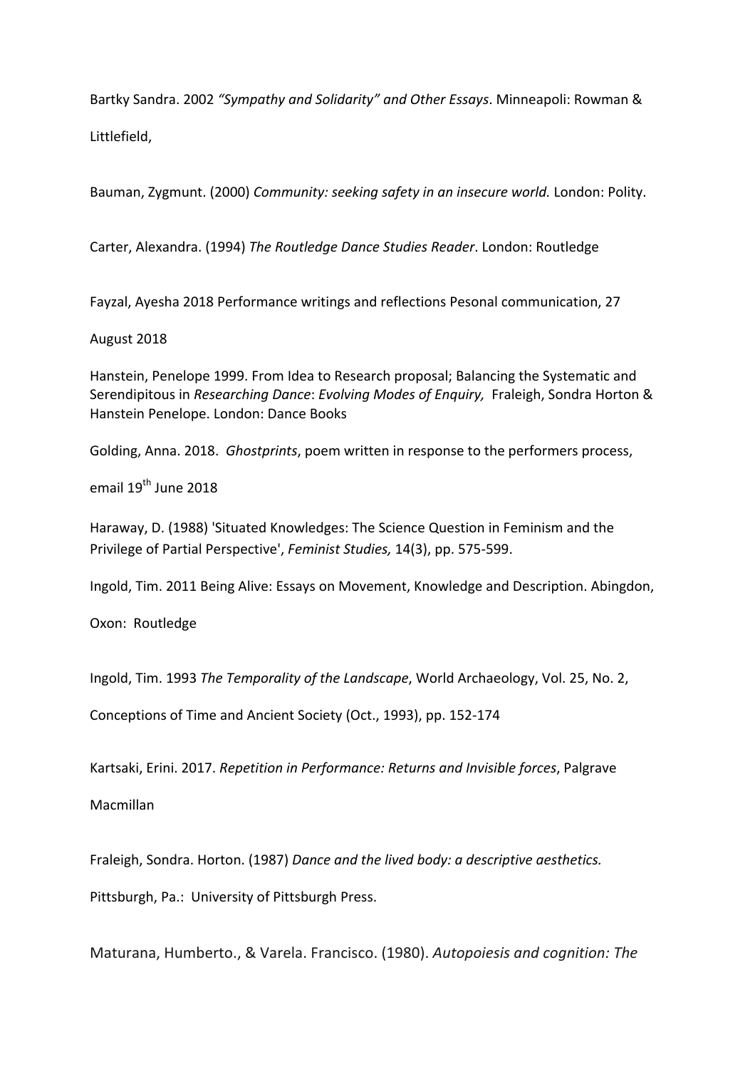Bartky Sandra. 2002 *"Sympathy and Solidarity" and Other Essays*. Minneapoli: Rowman & Littlefield,

Bauman, Zygmunt. (2000) *Community: seeking safety in an insecure world.* London: Polity.

Carter, Alexandra. (1994) *The Routledge Dance Studies Reader*. London: Routledge

Fayzal, Ayesha 2018 Performance writings and reflections Pesonal communication, 27 August 2018

Hanstein, Penelope 1999. From Idea to Research proposal; Balancing the Systematic and Serendipitous in *Researching Dance*: *Evolving Modes of Enquiry,* Fraleigh, Sondra Horton & Hanstein Penelope. London: Dance Books

Golding, Anna. 2018. *Ghostprints*, poem written in response to the performers process, email 19th June 2018

Haraway, D. (1988) 'Situated Knowledges: The Science Question in Feminism and the Privilege of Partial Perspective', *Feminist Studies,* 14(3), pp. 575-599.

Ingold, Tim. 2011 Being Alive: Essays on Movement, Knowledge and Description. Abingdon, Oxon: Routledge

Ingold, Tim. 1993 *The Temporality of the Landscape*, World Archaeology, Vol. 25, No. 2, Conceptions of Time and Ancient Society (Oct., 1993), pp. 152-174

Kartsaki, Erini. 2017. *Repetition in Performance: Returns and Invisible forces*, Palgrave Macmillan

Fraleigh, Sondra. Horton. (1987) *Dance and the lived body: a descriptive aesthetics.* Pittsburgh, Pa.: University of Pittsburgh Press.

Maturana, Humberto., & Varela. Francisco. (1980). *Autopoiesis and cognition: The*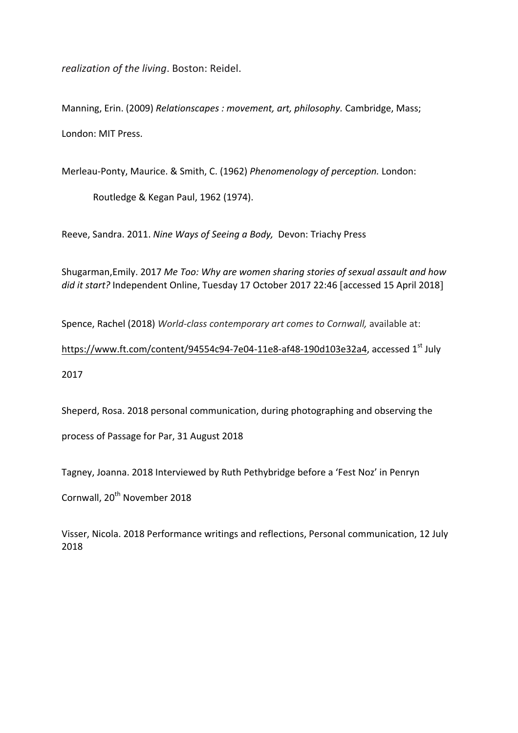*realization of the living*. Boston: Reidel.

Manning, Erin. (2009) *Relationscapes : movement, art, philosophy.* Cambridge, Mass; London: MIT Press.

Merleau-Ponty, Maurice. & Smith, C. (1962) *Phenomenology of perception.* London: Routledge & Kegan Paul, 1962 (1974).

Reeve, Sandra. 2011. *Nine Ways of Seeing a Body,* Devon: Triachy Press

Shugarman,Emily. 2017 *Me Too: Why are women sharing stories of sexual assault and how did it start?* Independent Online, Tuesday 17 October 2017 22:46 [accessed 15 April 2018]

Spence, Rachel (2018) *World-class contemporary art comes to Cornwall,* available at: https://www.ft.com/content/94554c94-7e04-11e8-af48-190d103e32a4, accessed 1st July 2017

Sheperd, Rosa. 2018 personal communication, during photographing and observing the process of Passage for Par, 31 August 2018

Tagney, Joanna. 2018 Interviewed by Ruth Pethybridge before a 'Fest Noz' in Penryn Cornwall, 20th November 2018

Visser, Nicola. 2018 Performance writings and reflections, Personal communication, 12 July 2018